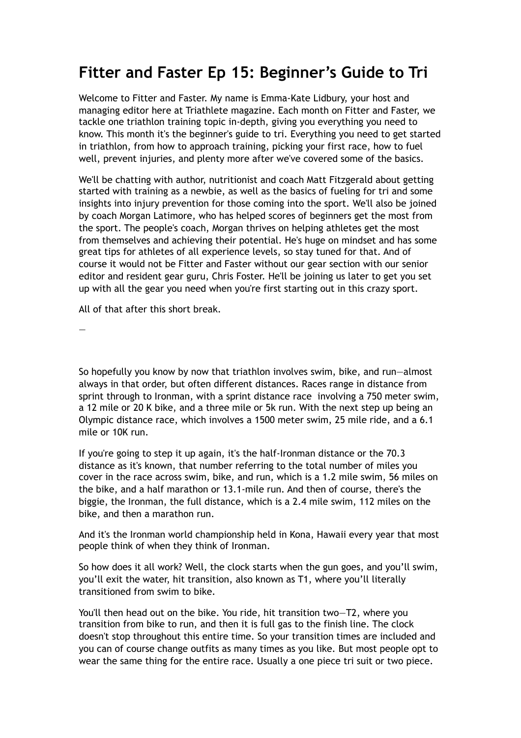# Fitter and Faster Ep 15: Beginner's Guide to Tri

Welcome to Fitter and Faster. My name is Emma-Kate Lidbury, your host and managing editor here at Triathlete magazine. Each month on Fitter and Faster, we tackle one triathlon training topic in-depth, giving you everything you need to know. This month it's the beginner's guide to tri. Everything you need to get started in triathlon, from how to approach training, picking your first race, how to fuel well, prevent injuries, and plenty more after we've covered some of the basics.

We'll be chatting with author, nutritionist and coach Matt Fitzgerald about getting started with training as a newbie, as well as the basics of fueling for tri and some insights into injury prevention for those coming into the sport. We'll also be joined by coach Morgan Latimore, who has helped scores of beginners get the most from the sport. The people's coach, Morgan thrives on helping athletes get the most from themselves and achieving their potential. He's huge on mindset and has some great tips for athletes of all experience levels, so stay tuned for that. And of course it would not be Fitter and Faster without our gear section with our senior editor and resident gear guru, Chris Foster. He'll be joining us later to get you set up with all the gear you need when you're first starting out in this crazy sport.

All of that after this short break.

—

So hopefully you know by now that triathlon involves swim, bike, and run—almost always in that order, but often different distances. Races range in distance from sprint through to Ironman, with a sprint distance race involving a 750 meter swim, a 12 mile or 20 K bike, and a three mile or 5k run. With the next step up being an Olympic distance race, which involves a 1500 meter swim, 25 mile ride, and a 6.1 mile or 10K run.

If you're going to step it up again, it's the half-Ironman distance or the 70.3 distance as it's known, that number referring to the total number of miles you cover in the race across swim, bike, and run, which is a 1.2 mile swim, 56 miles on the bike, and a half marathon or 13.1-mile run. And then of course, there's the biggie, the Ironman, the full distance, which is a 2.4 mile swim, 112 miles on the bike, and then a marathon run.

And it's the Ironman world championship held in Kona, Hawaii every year that most people think of when they think of Ironman.

So how does it all work? Well, the clock starts when the gun goes, and you'll swim, you'll exit the water, hit transition, also known as T1, where you'll literally transitioned from swim to bike.

You'll then head out on the bike. You ride, hit transition two—T2, where you transition from bike to run, and then it is full gas to the finish line. The clock doesn't stop throughout this entire time. So your transition times are included and you can of course change outfits as many times as you like. But most people opt to wear the same thing for the entire race. Usually a one piece tri suit or two piece.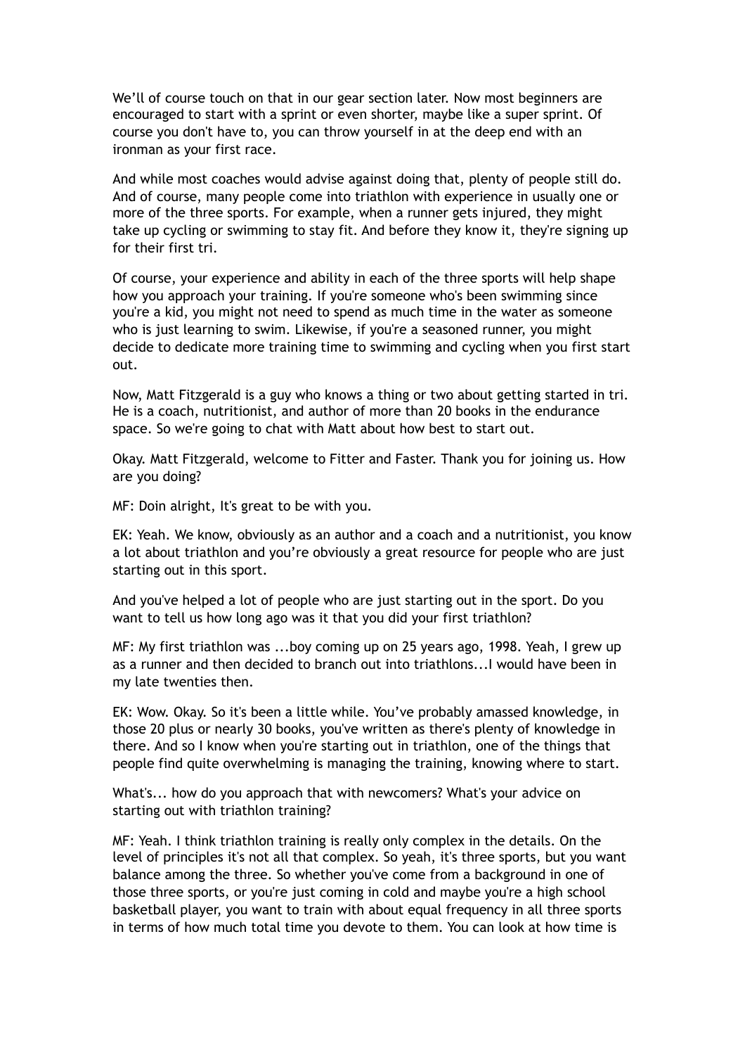We'll of course touch on that in our gear section later. Now most beginners are encouraged to start with a sprint or even shorter, maybe like a super sprint. Of course you don't have to, you can throw yourself in at the deep end with an ironman as your first race.

And while most coaches would advise against doing that, plenty of people still do. And of course, many people come into triathlon with experience in usually one or more of the three sports. For example, when a runner gets injured, they might take up cycling or swimming to stay fit. And before they know it, they're signing up for their first tri.

Of course, your experience and ability in each of the three sports will help shape how you approach your training. If you're someone who's been swimming since you're a kid, you might not need to spend as much time in the water as someone who is just learning to swim. Likewise, if you're a seasoned runner, you might decide to dedicate more training time to swimming and cycling when you first start out.

Now, Matt Fitzgerald is a guy who knows a thing or two about getting started in tri. He is a coach, nutritionist, and author of more than 20 books in the endurance space. So we're going to chat with Matt about how best to start out.

Okay. Matt Fitzgerald, welcome to Fitter and Faster. Thank you for joining us. How are you doing?

MF: Doin alright, It's great to be with you.

EK: Yeah. We know, obviously as an author and a coach and a nutritionist, you know a lot about triathlon and you're obviously a great resource for people who are just starting out in this sport.

And you've helped a lot of people who are just starting out in the sport. Do you want to tell us how long ago was it that you did your first triathlon?

MF: My first triathlon was ...boy coming up on 25 years ago, 1998. Yeah, I grew up as a runner and then decided to branch out into triathlons...I would have been in my late twenties then.

EK: Wow. Okay. So it's been a little while. You've probably amassed knowledge, in those 20 plus or nearly 30 books, you've written as there's plenty of knowledge in there. And so I know when you're starting out in triathlon, one of the things that people find quite overwhelming is managing the training, knowing where to start.

What's... how do you approach that with newcomers? What's your advice on starting out with triathlon training?

MF: Yeah. I think triathlon training is really only complex in the details. On the level of principles it's not all that complex. So yeah, it's three sports, but you want balance among the three. So whether you've come from a background in one of those three sports, or you're just coming in cold and maybe you're a high school basketball player, you want to train with about equal frequency in all three sports in terms of how much total time you devote to them. You can look at how time is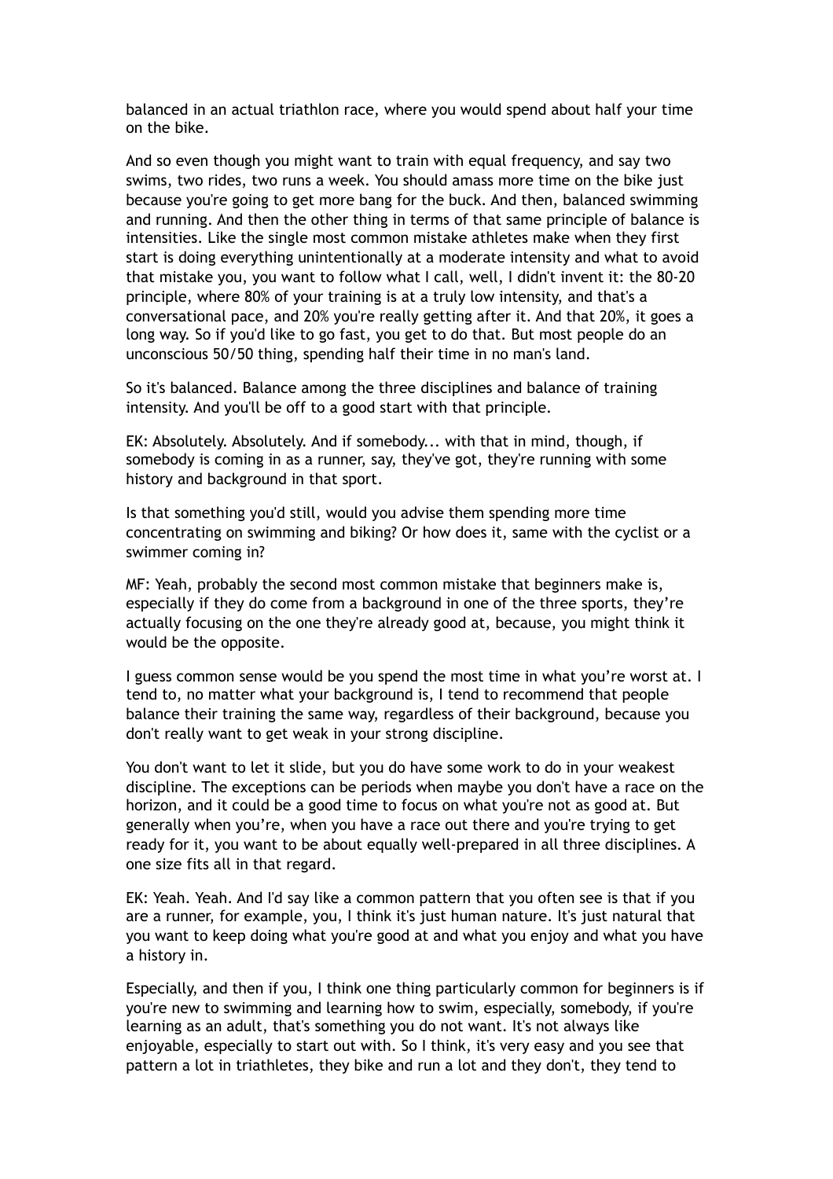balanced in an actual triathlon race, where you would spend about half your time on the bike.

And so even though you might want to train with equal frequency, and say two swims, two rides, two runs a week. You should amass more time on the bike just because you're going to get more bang for the buck. And then, balanced swimming and running. And then the other thing in terms of that same principle of balance is intensities. Like the single most common mistake athletes make when they first start is doing everything unintentionally at a moderate intensity and what to avoid that mistake you, you want to follow what I call, well, I didn't invent it: the 80-20 principle, where 80% of your training is at a truly low intensity, and that's a conversational pace, and 20% you're really getting after it. And that 20%, it goes a long way. So if you'd like to go fast, you get to do that. But most people do an unconscious 50/50 thing, spending half their time in no man's land.

So it's balanced. Balance among the three disciplines and balance of training intensity. And you'll be off to a good start with that principle.

EK: Absolutely. Absolutely. And if somebody... with that in mind, though, if somebody is coming in as a runner, say, they've got, they're running with some history and background in that sport.

Is that something you'd still, would you advise them spending more time concentrating on swimming and biking? Or how does it, same with the cyclist or a swimmer coming in?

MF: Yeah, probably the second most common mistake that beginners make is, especially if they do come from a background in one of the three sports, they're actually focusing on the one they're already good at, because, you might think it would be the opposite.

I guess common sense would be you spend the most time in what you're worst at. I tend to, no matter what your background is, I tend to recommend that people balance their training the same way, regardless of their background, because you don't really want to get weak in your strong discipline.

You don't want to let it slide, but you do have some work to do in your weakest discipline. The exceptions can be periods when maybe you don't have a race on the horizon, and it could be a good time to focus on what you're not as good at. But generally when you're, when you have a race out there and you're trying to get ready for it, you want to be about equally well-prepared in all three disciplines. A one size fits all in that regard.

EK: Yeah. Yeah. And I'd say like a common pattern that you often see is that if you are a runner, for example, you, I think it's just human nature. It's just natural that you want to keep doing what you're good at and what you enjoy and what you have a history in.

Especially, and then if you, I think one thing particularly common for beginners is if you're new to swimming and learning how to swim, especially, somebody, if you're learning as an adult, that's something you do not want. It's not always like enjoyable, especially to start out with. So I think, it's very easy and you see that pattern a lot in triathletes, they bike and run a lot and they don't, they tend to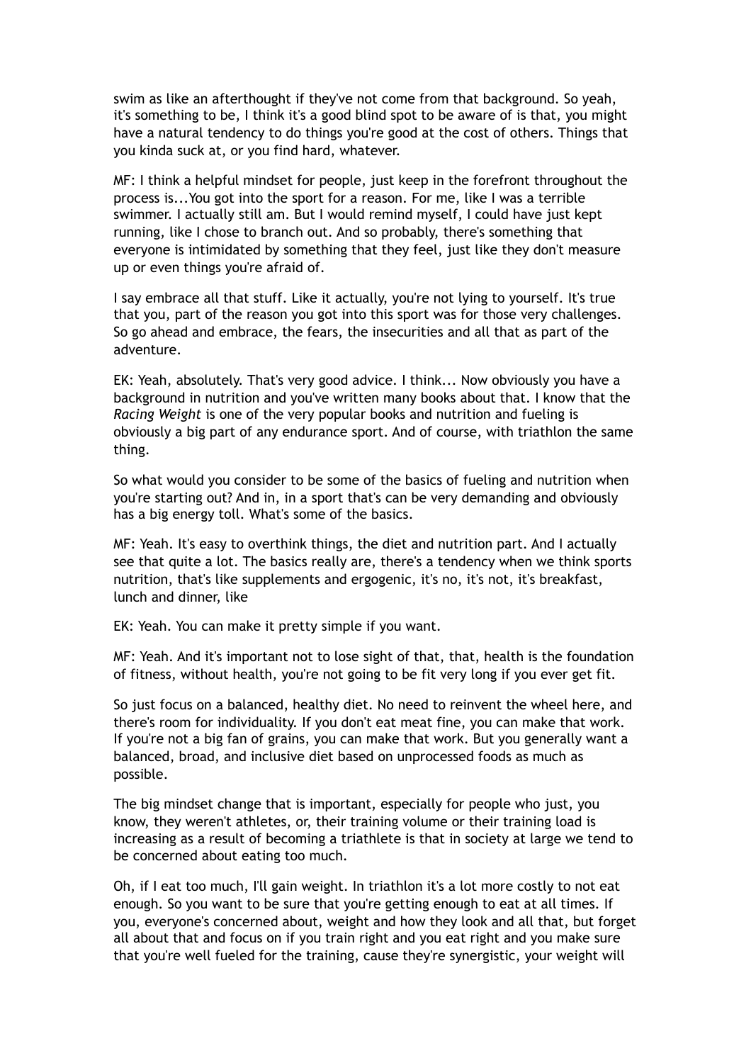swim as like an afterthought if they've not come from that background. So yeah, it's something to be, I think it's a good blind spot to be aware of is that, you might have a natural tendency to do things you're good at the cost of others. Things that you kinda suck at, or you find hard, whatever.

MF: I think a helpful mindset for people, just keep in the forefront throughout the process is...You got into the sport for a reason. For me, like I was a terrible swimmer. I actually still am. But I would remind myself, I could have just kept running, like I chose to branch out. And so probably, there's something that everyone is intimidated by something that they feel, just like they don't measure up or even things you're afraid of.

I say embrace all that stuff. Like it actually, you're not lying to yourself. It's true that you, part of the reason you got into this sport was for those very challenges. So go ahead and embrace, the fears, the insecurities and all that as part of the adventure.

EK: Yeah, absolutely. That's very good advice. I think... Now obviously you have a background in nutrition and you've written many books about that. I know that the *Racing Weight* is one of the very popular books and nutrition and fueling is obviously a big part of any endurance sport. And of course, with triathlon the same thing.

So what would you consider to be some of the basics of fueling and nutrition when you're starting out? And in, in a sport that's can be very demanding and obviously has a big energy toll. What's some of the basics.

MF: Yeah. It's easy to overthink things, the diet and nutrition part. And I actually see that quite a lot. The basics really are, there's a tendency when we think sports nutrition, that's like supplements and ergogenic, it's no, it's not, it's breakfast, lunch and dinner, like

EK: Yeah. You can make it pretty simple if you want.

MF: Yeah. And it's important not to lose sight of that, that, health is the foundation of fitness, without health, you're not going to be fit very long if you ever get fit.

So just focus on a balanced, healthy diet. No need to reinvent the wheel here, and there's room for individuality. If you don't eat meat fine, you can make that work. If you're not a big fan of grains, you can make that work. But you generally want a balanced, broad, and inclusive diet based on unprocessed foods as much as possible.

The big mindset change that is important, especially for people who just, you know, they weren't athletes, or, their training volume or their training load is increasing as a result of becoming a triathlete is that in society at large we tend to be concerned about eating too much.

Oh, if I eat too much, I'll gain weight. In triathlon it's a lot more costly to not eat enough. So you want to be sure that you're getting enough to eat at all times. If you, everyone's concerned about, weight and how they look and all that, but forget all about that and focus on if you train right and you eat right and you make sure that you're well fueled for the training, cause they're synergistic, your weight will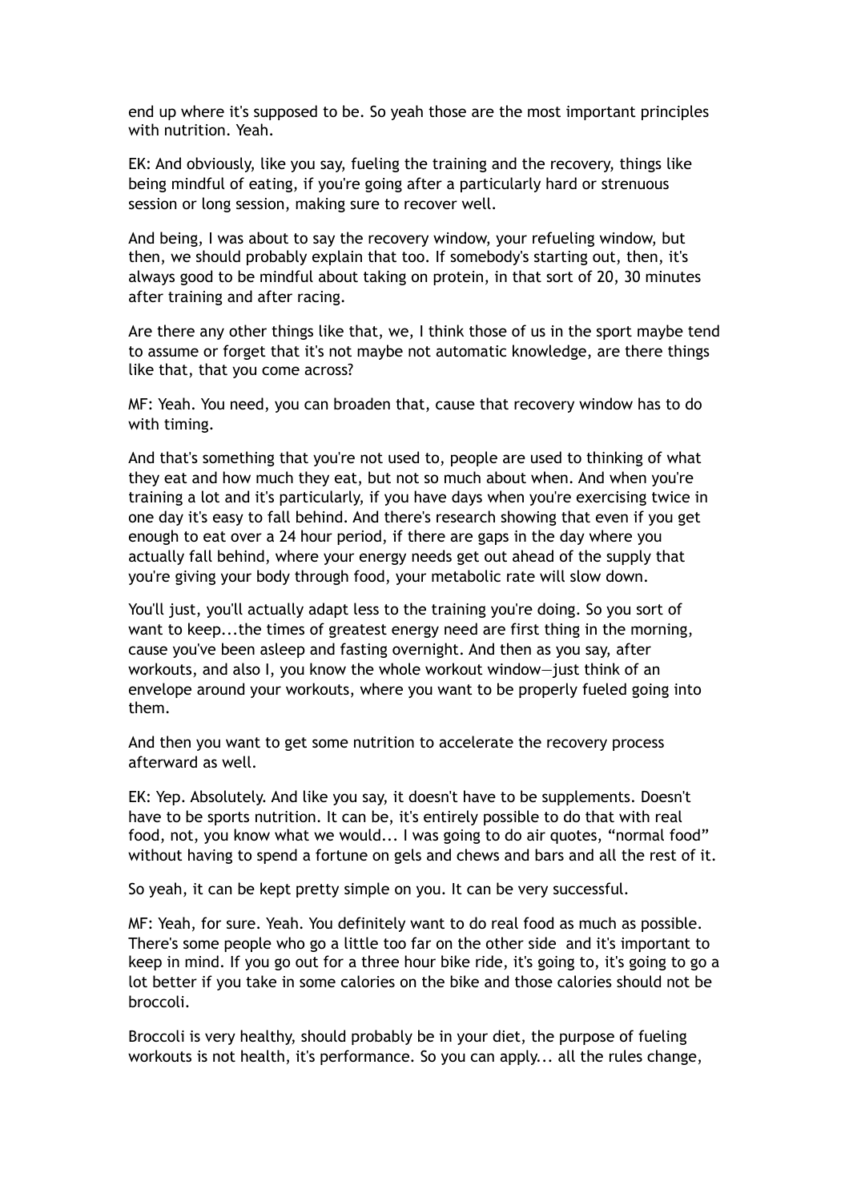end up where it's supposed to be. So yeah those are the most important principles with nutrition. Yeah.

EK: And obviously, like you say, fueling the training and the recovery, things like being mindful of eating, if you're going after a particularly hard or strenuous session or long session, making sure to recover well.

And being, I was about to say the recovery window, your refueling window, but then, we should probably explain that too. If somebody's starting out, then, it's always good to be mindful about taking on protein, in that sort of 20, 30 minutes after training and after racing.

Are there any other things like that, we, I think those of us in the sport maybe tend to assume or forget that it's not maybe not automatic knowledge, are there things like that, that you come across?

MF: Yeah. You need, you can broaden that, cause that recovery window has to do with timing.

And that's something that you're not used to, people are used to thinking of what they eat and how much they eat, but not so much about when. And when you're training a lot and it's particularly, if you have days when you're exercising twice in one day it's easy to fall behind. And there's research showing that even if you get enough to eat over a 24 hour period, if there are gaps in the day where you actually fall behind, where your energy needs get out ahead of the supply that you're giving your body through food, your metabolic rate will slow down.

You'll just, you'll actually adapt less to the training you're doing. So you sort of want to keep...the times of greatest energy need are first thing in the morning, cause you've been asleep and fasting overnight. And then as you say, after workouts, and also I, you know the whole workout window—just think of an envelope around your workouts, where you want to be properly fueled going into them.

And then you want to get some nutrition to accelerate the recovery process afterward as well.

EK: Yep. Absolutely. And like you say, it doesn't have to be supplements. Doesn't have to be sports nutrition. It can be, it's entirely possible to do that with real food, not, you know what we would... I was going to do air quotes, "normal food" without having to spend a fortune on gels and chews and bars and all the rest of it.

So yeah, it can be kept pretty simple on you. It can be very successful.

MF: Yeah, for sure. Yeah. You definitely want to do real food as much as possible. There's some people who go a little too far on the other side and it's important to keep in mind. If you go out for a three hour bike ride, it's going to, it's going to go a lot better if you take in some calories on the bike and those calories should not be broccoli.

Broccoli is very healthy, should probably be in your diet, the purpose of fueling workouts is not health, it's performance. So you can apply... all the rules change,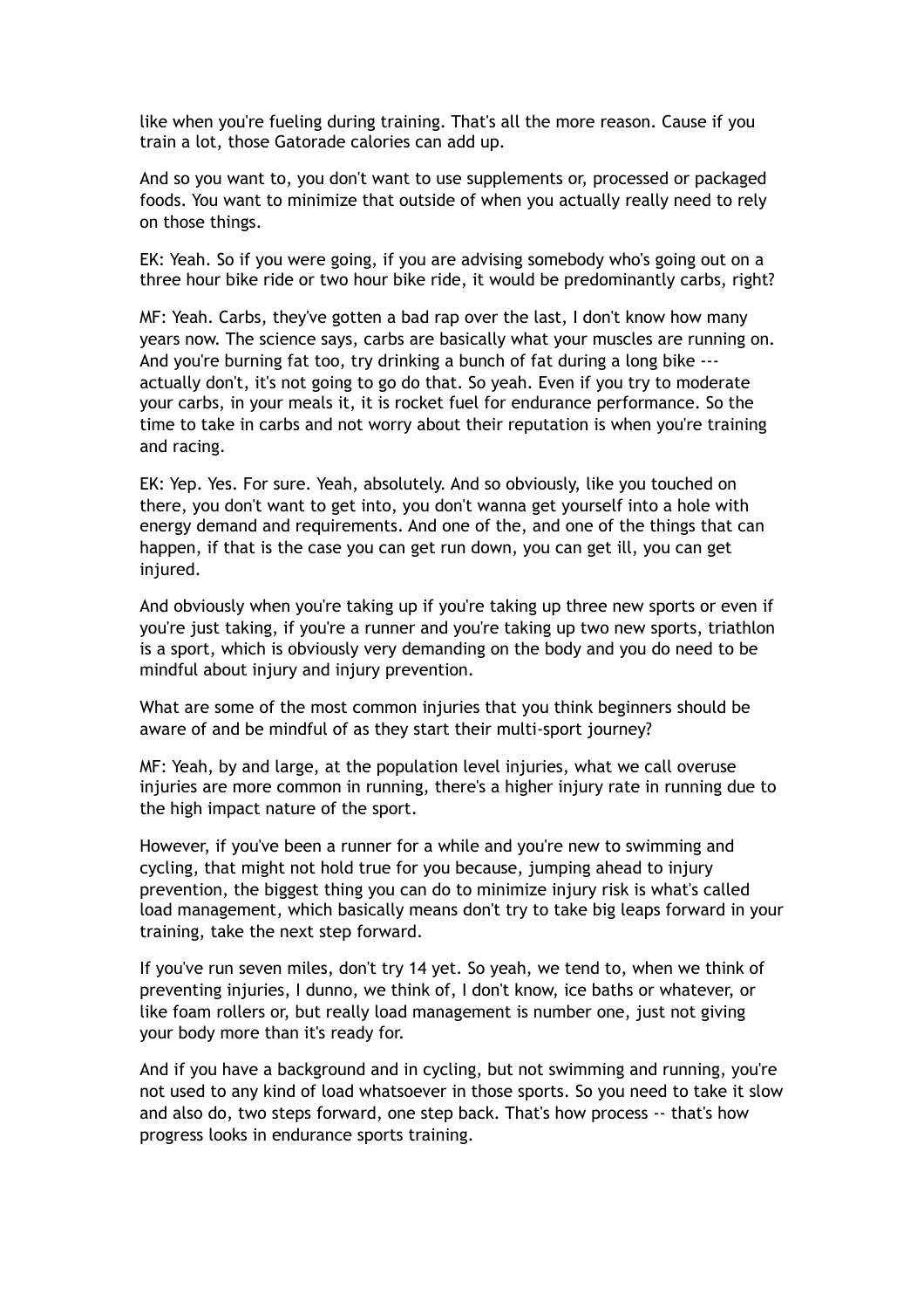like when you're fueling during training. That's all the more reason. Cause if you train a lot, those Gatorade calories can add up.

And so you want to, you don't want to use supplements or, processed or packaged foods. You want to minimize that outside of when you actually really need to rely on those things.

EK: Yeah. So if you were going, if you are advising somebody who's going out on a three hour bike ride or two hour bike ride, it would be predominantly carbs, right?

MF: Yeah. Carbs, they've gotten a bad rap over the last, I don't know how many years now. The science says, carbs are basically what your muscles are running on. And you're burning fat too, try drinking a bunch of fat during a long bike --- actually don't, it's not going to go do that. So yeah. Even if you try to moderate your carbs, in your meals it, it is rocket fuel for endurance performance. So the time to take in carbs and not worry about their reputation is when you're training and racing.

EK: Yep. Yes. For sure. Yeah, absolutely. And so obviously, like you touched on there, you don't want to get into, you don't wanna get yourself into a hole with energy demand and requirements. And one of the, and one of the things that can happen, if that is the case you can get run down, you can get ill, you can get injured.

And obviously when you're taking up if you're taking up three new sports or even if you're just taking, if you're a runner and you're taking up two new sports, triathlon is a sport, which is obviously very demanding on the body and you do need to be mindful about injury and injury prevention.

What are some of the most common injuries that you think beginners should be aware of and be mindful of as they start their multi-sport journey?

MF: Yeah, by and large, at the population level injuries, what we call overuse injuries are more common in running, there's a higher injury rate in running due to the high impact nature of the sport.

However, if you've been a runner for a while and you're new to swimming and cycling, that might not hold true for you because, jumping ahead to injury prevention, the biggest thing you can do to minimize injury risk is what's called load management, which basically means don't try to take big leaps forward in your training, take the next step forward.

If you've run seven miles, don't try 14 yet. So yeah, we tend to, when we think of preventing injuries, I dunno, we think of, I don't know, ice baths or whatever, or like foam rollers or, but really load management is number one, just not giving your body more than it's ready for.

And if you have a background and in cycling, but not swimming and running, you're not used to any kind of load whatsoever in those sports. So you need to take it slow and also do, two steps forward, one step back. That's how process -- that's how progress looks in endurance sports training.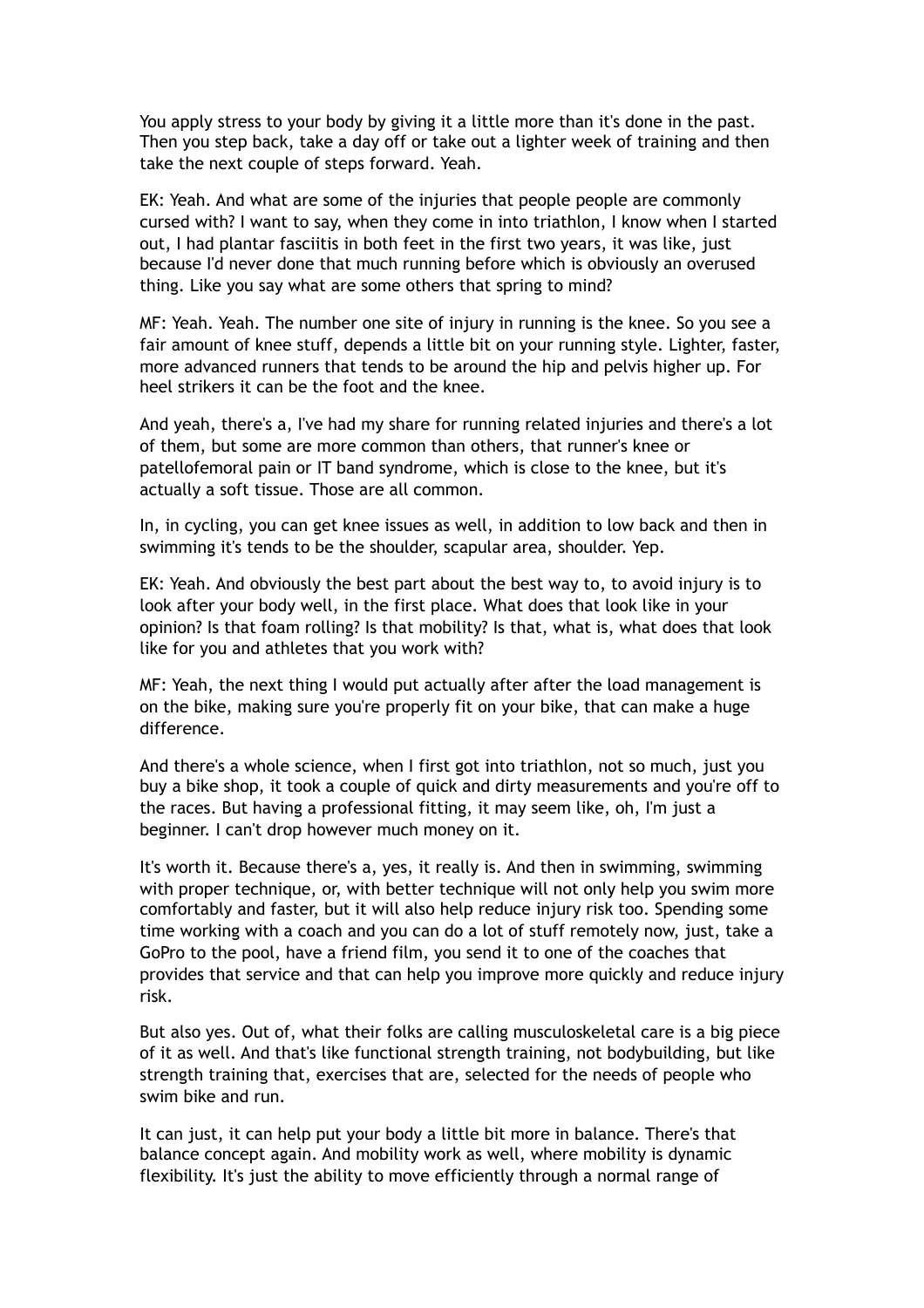You apply stress to your body by giving it a little more than it's done in the past. Then you step back, take a day off or take out a lighter week of training and then take the next couple of steps forward. Yeah.

EK: Yeah. And what are some of the injuries that people people are commonly cursed with? I want to say, when they come in into triathlon, I know when I started out, I had plantar fasciitis in both feet in the first two years, it was like, just because I'd never done that much running before which is obviously an overused thing. Like you say what are some others that spring to mind?

MF: Yeah. Yeah. The number one site of injury in running is the knee. So you see a fair amount of knee stuff, depends a little bit on your running style. Lighter, faster, more advanced runners that tends to be around the hip and pelvis higher up. For heel strikers it can be the foot and the knee.

And yeah, there's a, I've had my share for running related injuries and there's a lot of them, but some are more common than others, that runner's knee or patellofemoral pain or IT band syndrome, which is close to the knee, but it's actually a soft tissue. Those are all common.

In, in cycling, you can get knee issues as well, in addition to low back and then in swimming it's tends to be the shoulder, scapular area, shoulder. Yep.

EK: Yeah. And obviously the best part about the best way to, to avoid injury is to look after your body well, in the first place. What does that look like in your opinion? Is that foam rolling? Is that mobility? Is that, what is, what does that look like for you and athletes that you work with?

MF: Yeah, the next thing I would put actually after after the load management is on the bike, making sure you're properly fit on your bike, that can make a huge difference.

And there's a whole science, when I first got into triathlon, not so much, just you buy a bike shop, it took a couple of quick and dirty measurements and you're off to the races. But having a professional fitting, it may seem like, oh, I'm just a beginner. I can't drop however much money on it.

It's worth it. Because there's a, yes, it really is. And then in swimming, swimming with proper technique, or, with better technique will not only help you swim more comfortably and faster, but it will also help reduce injury risk too. Spending some time working with a coach and you can do a lot of stuff remotely now, just, take a GoPro to the pool, have a friend film, you send it to one of the coaches that provides that service and that can help you improve more quickly and reduce injury risk.

But also yes. Out of, what their folks are calling musculoskeletal care is a big piece of it as well. And that's like functional strength training, not bodybuilding, but like strength training that, exercises that are, selected for the needs of people who swim bike and run.

It can just, it can help put your body a little bit more in balance. There's that balance concept again. And mobility work as well, where mobility is dynamic flexibility. It's just the ability to move efficiently through a normal range of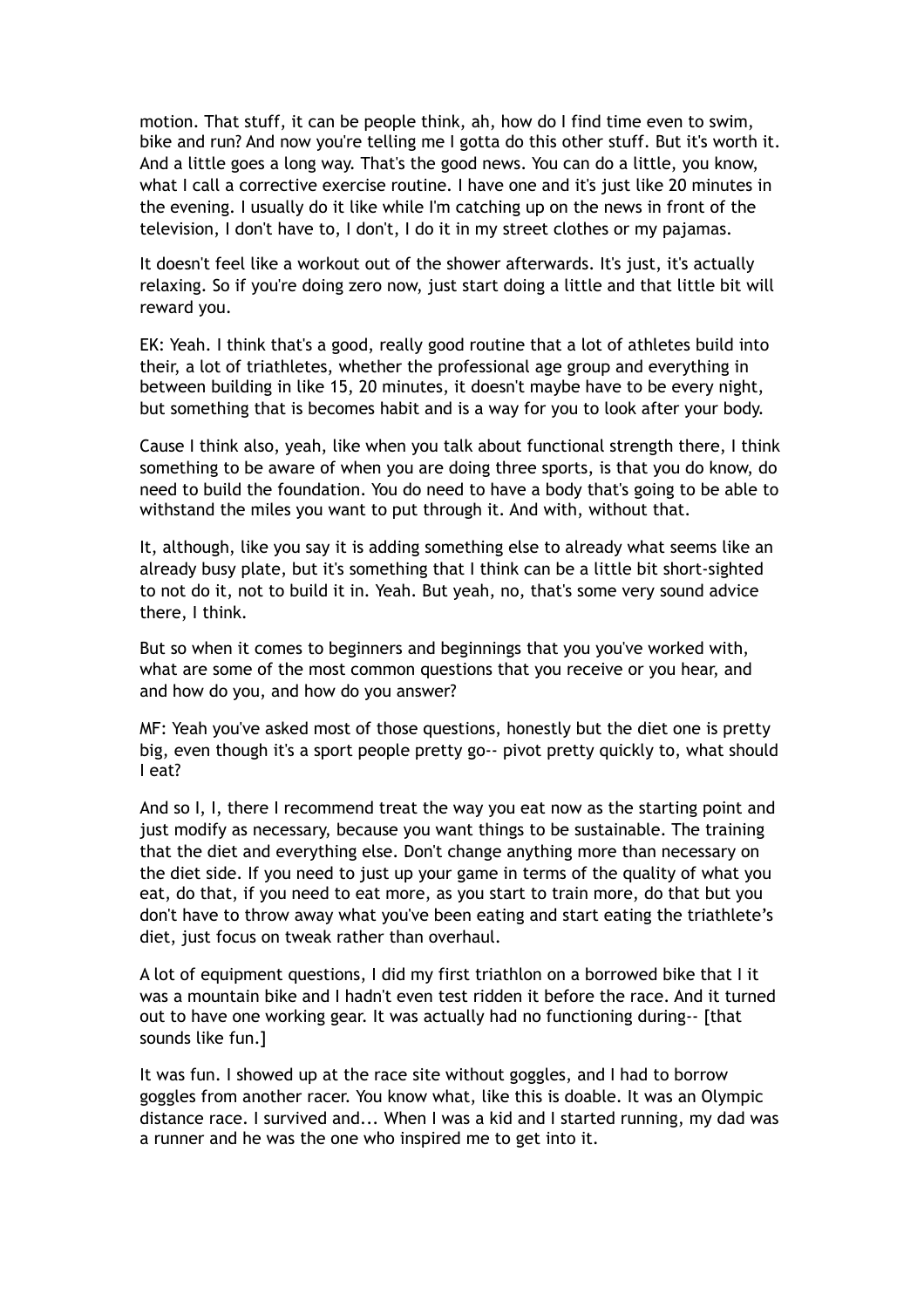motion. That stuff, it can be people think, ah, how do I find time even to swim, bike and run? And now you're telling me I gotta do this other stuff. But it's worth it. And a little goes a long way. That's the good news. You can do a little, you know, what I call a corrective exercise routine. I have one and it's just like 20 minutes in the evening. I usually do it like while I'm catching up on the news in front of the television, I don't have to, I don't, I do it in my street clothes or my pajamas.

It doesn't feel like a workout out of the shower afterwards. It's just, it's actually relaxing. So if you're doing zero now, just start doing a little and that little bit will reward you.

EK: Yeah. I think that's a good, really good routine that a lot of athletes build into their, a lot of triathletes, whether the professional age group and everything in between building in like 15, 20 minutes, it doesn't maybe have to be every night, but something that is becomes habit and is a way for you to look after your body.

Cause I think also, yeah, like when you talk about functional strength there, I think something to be aware of when you are doing three sports, is that you do know, do need to build the foundation. You do need to have a body that's going to be able to withstand the miles you want to put through it. And with, without that.

It, although, like you say it is adding something else to already what seems like an already busy plate, but it's something that I think can be a little bit short-sighted to not do it, not to build it in. Yeah. But yeah, no, that's some very sound advice there, I think.

But so when it comes to beginners and beginnings that you you've worked with, what are some of the most common questions that you receive or you hear, and and how do you, and how do you answer?

MF: Yeah you've asked most of those questions, honestly but the diet one is pretty big, even though it's a sport people pretty go-- pivot pretty quickly to, what should I eat?

And so I, I, there I recommend treat the way you eat now as the starting point and just modify as necessary, because you want things to be sustainable. The training that the diet and everything else. Don't change anything more than necessary on the diet side. If you need to just up your game in terms of the quality of what you eat, do that, if you need to eat more, as you start to train more, do that but you don't have to throw away what you've been eating and start eating the triathlete's diet, just focus on tweak rather than overhaul.

A lot of equipment questions, I did my first triathlon on a borrowed bike that I it was a mountain bike and I hadn't even test ridden it before the race. And it turned out to have one working gear. It was actually had no functioning during-- [that sounds like fun.]

It was fun. I showed up at the race site without goggles, and I had to borrow goggles from another racer. You know what, like this is doable. It was an Olympic distance race. I survived and... When I was a kid and I started running, my dad was a runner and he was the one who inspired me to get into it.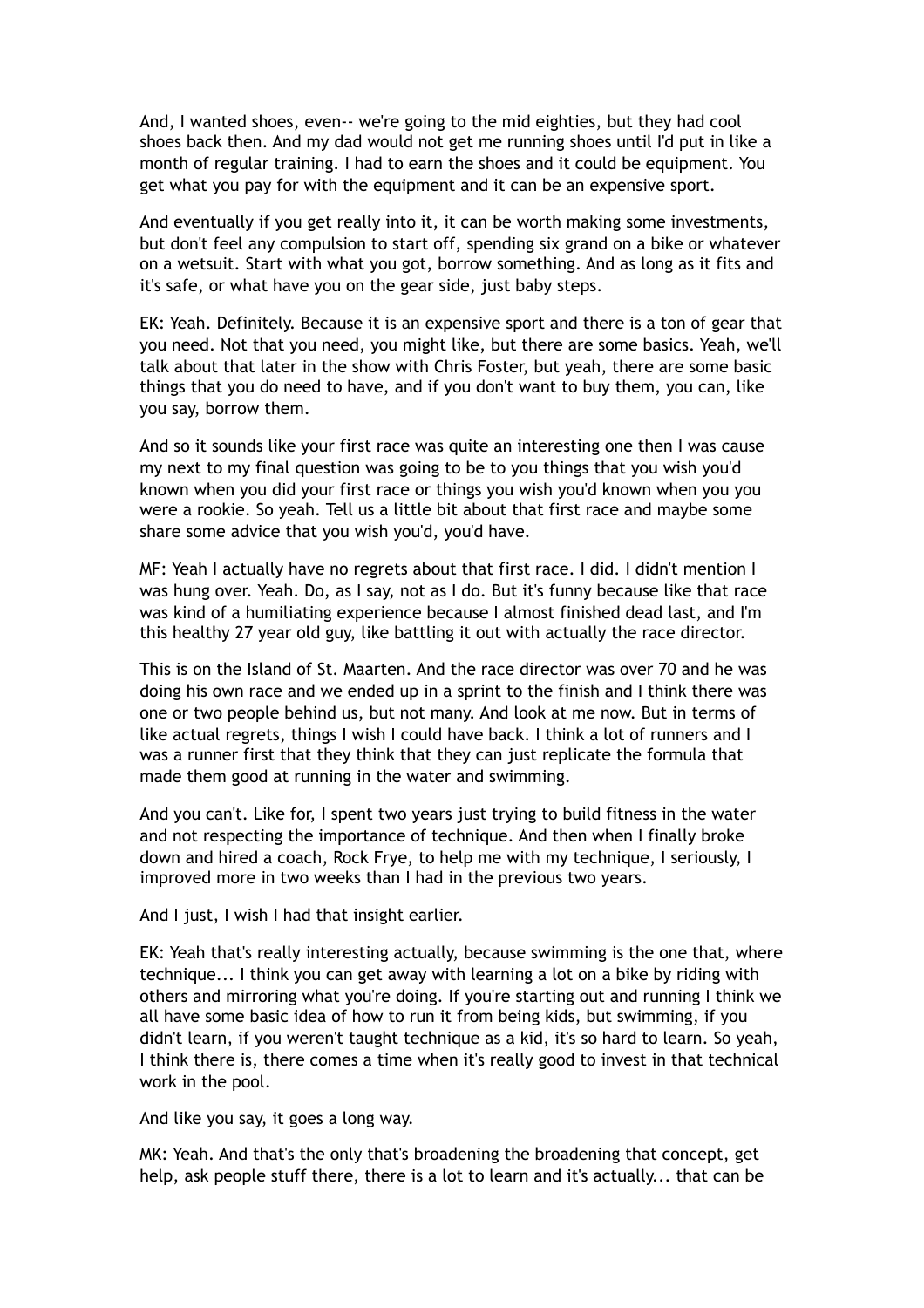And, I wanted shoes, even-- we're going to the mid eighties, but they had cool shoes back then. And my dad would not get me running shoes until I'd put in like a month of regular training. I had to earn the shoes and it could be equipment. You get what you pay for with the equipment and it can be an expensive sport.

And eventually if you get really into it, it can be worth making some investments, but don't feel any compulsion to start off, spending six grand on a bike or whatever on a wetsuit. Start with what you got, borrow something. And as long as it fits and it's safe, or what have you on the gear side, just baby steps.

EK: Yeah. Definitely. Because it is an expensive sport and there is a ton of gear that you need. Not that you need, you might like, but there are some basics. Yeah, we'll talk about that later in the show with Chris Foster, but yeah, there are some basic things that you do need to have, and if you don't want to buy them, you can, like you say, borrow them.

And so it sounds like your first race was quite an interesting one then I was cause my next to my final question was going to be to you things that you wish you'd known when you did your first race or things you wish you'd known when you you were a rookie. So yeah. Tell us a little bit about that first race and maybe some share some advice that you wish you'd, you'd have.

MF: Yeah I actually have no regrets about that first race. I did. I didn't mention I was hung over. Yeah. Do, as I say, not as I do. But it's funny because like that race was kind of a humiliating experience because I almost finished dead last, and I'm this healthy 27 year old guy, like battling it out with actually the race director.

This is on the Island of St. Maarten. And the race director was over 70 and he was doing his own race and we ended up in a sprint to the finish and I think there was one or two people behind us, but not many. And look at me now. But in terms of like actual regrets, things I wish I could have back. I think a lot of runners and I was a runner first that they think that they can just replicate the formula that made them good at running in the water and swimming.

And you can't. Like for, I spent two years just trying to build fitness in the water and not respecting the importance of technique. And then when I finally broke down and hired a coach, Rock Frye, to help me with my technique, I seriously, I improved more in two weeks than I had in the previous two years.

And I just, I wish I had that insight earlier.

EK: Yeah that's really interesting actually, because swimming is the one that, where technique... I think you can get away with learning a lot on a bike by riding with others and mirroring what you're doing. If you're starting out and running I think we all have some basic idea of how to run it from being kids, but swimming, if you didn't learn, if you weren't taught technique as a kid, it's so hard to learn. So yeah, I think there is, there comes a time when it's really good to invest in that technical work in the pool.

And like you say, it goes a long way.

MK: Yeah. And that's the only that's broadening the broadening that concept, get help, ask people stuff there, there is a lot to learn and it's actually... that can be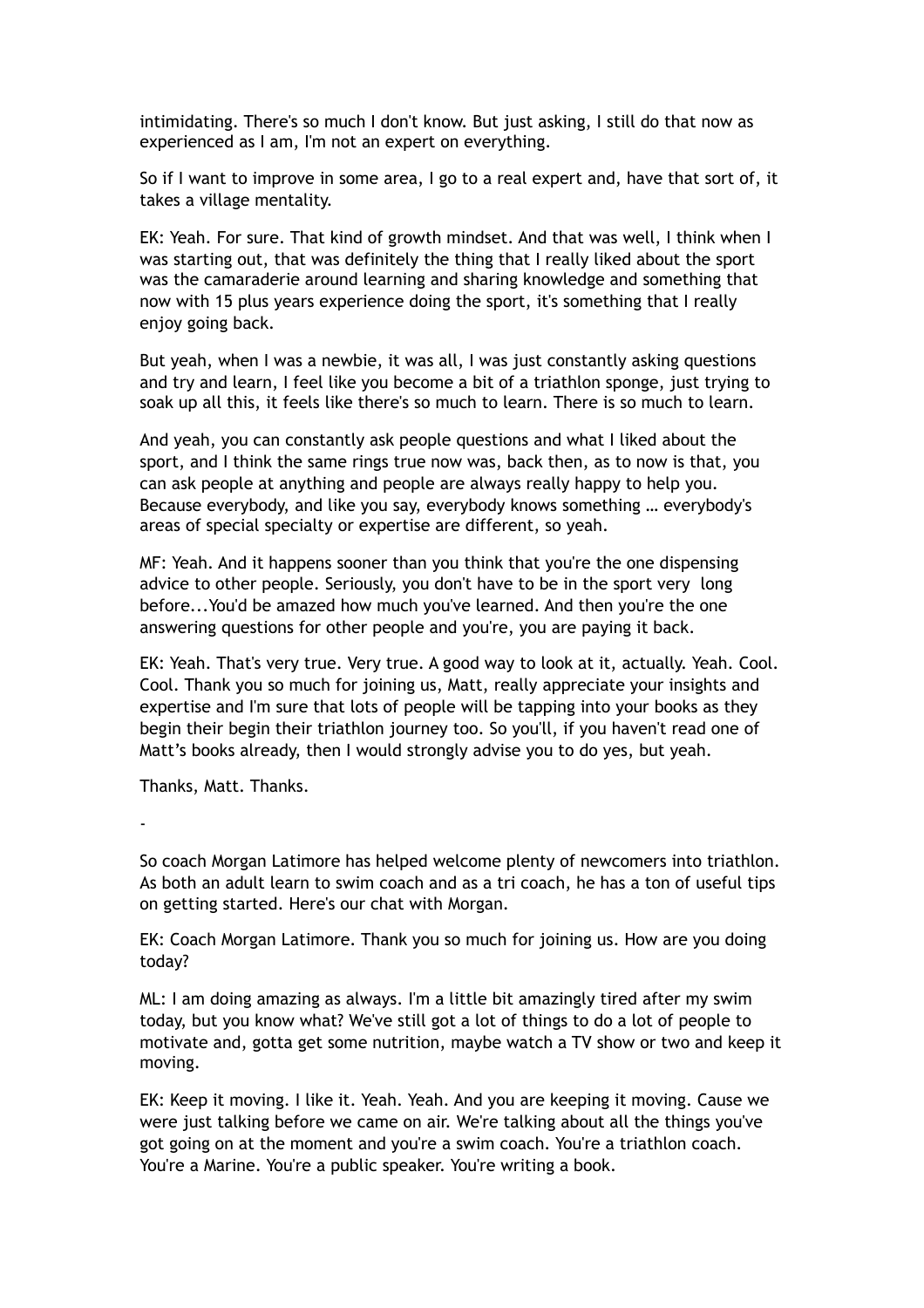intimidating. There's so much I don't know. But just asking, I still do that now as experienced as I am, I'm not an expert on everything.

So if I want to improve in some area, I go to a real expert and, have that sort of, it takes a village mentality.

EK: Yeah. For sure. That kind of growth mindset. And that was well, I think when I was starting out, that was definitely the thing that I really liked about the sport was the camaraderie around learning and sharing knowledge and something that now with 15 plus years experience doing the sport, it's something that I really enjoy going back.

But yeah, when I was a newbie, it was all, I was just constantly asking questions and try and learn, I feel like you become a bit of a triathlon sponge, just trying to soak up all this, it feels like there's so much to learn. There is so much to learn.

And yeah, you can constantly ask people questions and what I liked about the sport, and I think the same rings true now was, back then, as to now is that, you can ask people at anything and people are always really happy to help you. Because everybody, and like you say, everybody knows something … everybody's areas of special specialty or expertise are different, so yeah.

MF: Yeah. And it happens sooner than you think that you're the one dispensing advice to other people. Seriously, you don't have to be in the sport very long before...You'd be amazed how much you've learned. And then you're the one answering questions for other people and you're, you are paying it back.

EK: Yeah. That's very true. Very true. A good way to look at it, actually. Yeah. Cool. Cool. Thank you so much for joining us, Matt, really appreciate your insights and expertise and I'm sure that lots of people will be tapping into your books as they begin their begin their triathlon journey too. So you'll, if you haven't read one of Matt's books already, then I would strongly advise you to do yes, but yeah.

Thanks, Matt. Thanks.

-

So coach Morgan Latimore has helped welcome plenty of newcomers into triathlon. As both an adult learn to swim coach and as a tri coach, he has a ton of useful tips on getting started. Here's our chat with Morgan.

EK: Coach Morgan Latimore. Thank you so much for joining us. How are you doing today?

ML: I am doing amazing as always. I'm a little bit amazingly tired after my swim today, but you know what? We've still got a lot of things to do a lot of people to motivate and, gotta get some nutrition, maybe watch a TV show or two and keep it moving.

EK: Keep it moving. I like it. Yeah. Yeah. And you are keeping it moving. Cause we were just talking before we came on air. We're talking about all the things you've got going on at the moment and you're a swim coach. You're a triathlon coach. You're a Marine. You're a public speaker. You're writing a book.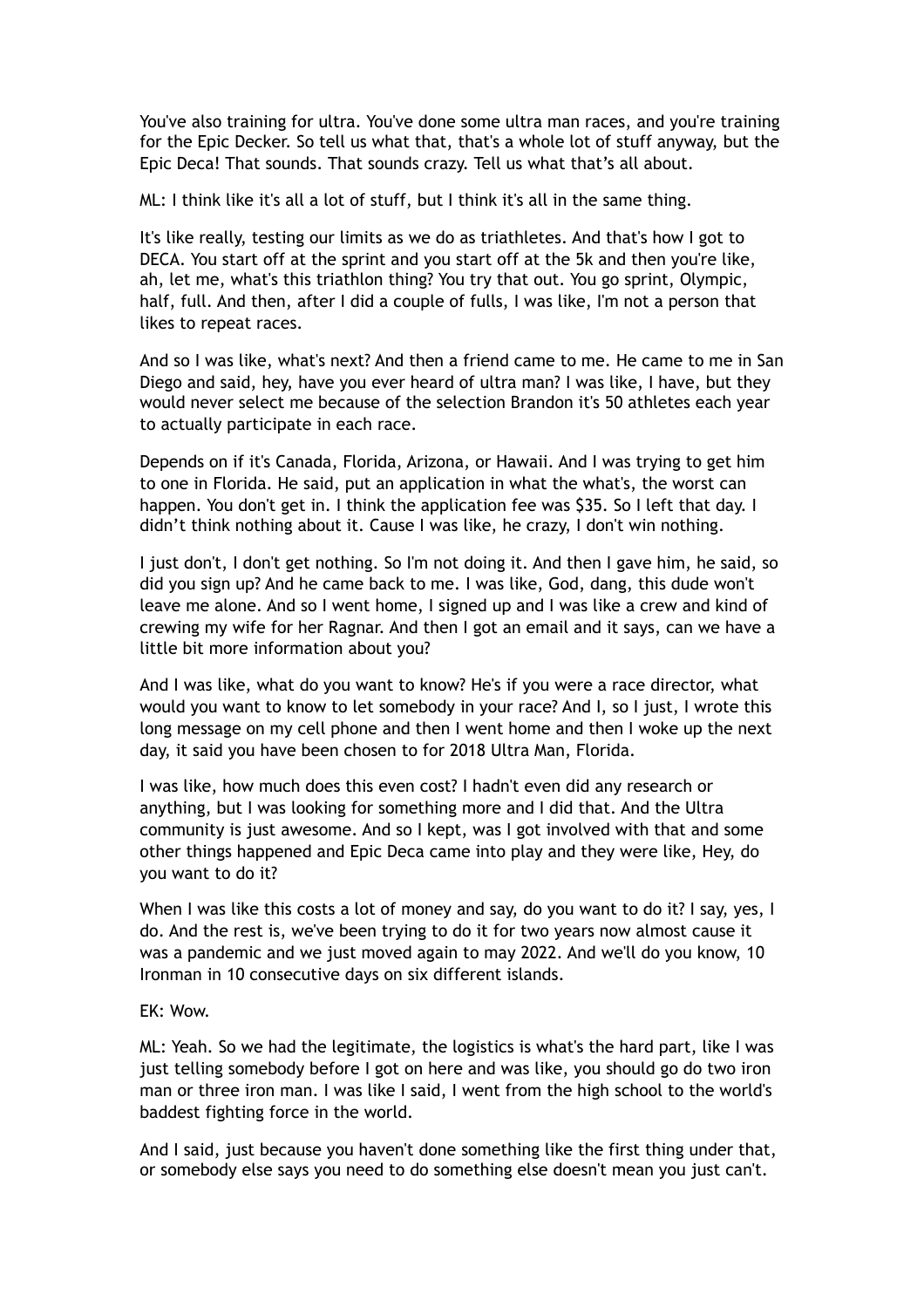You've also training for ultra. You've done some ultra man races, and you're training for the Epic Decker. So tell us what that, that's a whole lot of stuff anyway, but the Epic Deca! That sounds. That sounds crazy. Tell us what that's all about.

ML: I think like it's all a lot of stuff, but I think it's all in the same thing.

It's like really, testing our limits as we do as triathletes. And that's how I got to DECA. You start off at the sprint and you start off at the 5k and then you're like, ah, let me, what's this triathlon thing? You try that out. You go sprint, Olympic, half, full. And then, after I did a couple of fulls, I was like, I'm not a person that likes to repeat races.

And so I was like, what's next? And then a friend came to me. He came to me in San Diego and said, hey, have you ever heard of ultra man? I was like, I have, but they would never select me because of the selection Brandon it's 50 athletes each year to actually participate in each race.

Depends on if it's Canada, Florida, Arizona, or Hawaii. And I was trying to get him to one in Florida. He said, put an application in what the what's, the worst can happen. You don't get in. I think the application fee was $35. So I left that day. I didn't think nothing about it. Cause I was like, he crazy, I don't win nothing.

I just don't, I don't get nothing. So I'm not doing it. And then I gave him, he said, so did you sign up? And he came back to me. I was like, God, dang, this dude won't leave me alone. And so I went home, I signed up and I was like a crew and kind of crewing my wife for her Ragnar. And then I got an email and it says, can we have a little bit more information about you?

And I was like, what do you want to know? He's if you were a race director, what would you want to know to let somebody in your race? And I, so I just, I wrote this long message on my cell phone and then I went home and then I woke up the next day, it said you have been chosen to for 2018 Ultra Man, Florida.

I was like, how much does this even cost? I hadn't even did any research or anything, but I was looking for something more and I did that. And the Ultra community is just awesome. And so I kept, was I got involved with that and some other things happened and Epic Deca came into play and they were like, Hey, do you want to do it?

When I was like this costs a lot of money and say, do you want to do it? I say, yes, I do. And the rest is, we've been trying to do it for two years now almost cause it was a pandemic and we just moved again to may 2022. And we'll do you know, 10 Ironman in 10 consecutive days on six different islands.

EK: Wow.

ML: Yeah. So we had the legitimate, the logistics is what's the hard part, like I was just telling somebody before I got on here and was like, you should go do two iron man or three iron man. I was like I said, I went from the high school to the world's baddest fighting force in the world.

And I said, just because you haven't done something like the first thing under that, or somebody else says you need to do something else doesn't mean you just can't.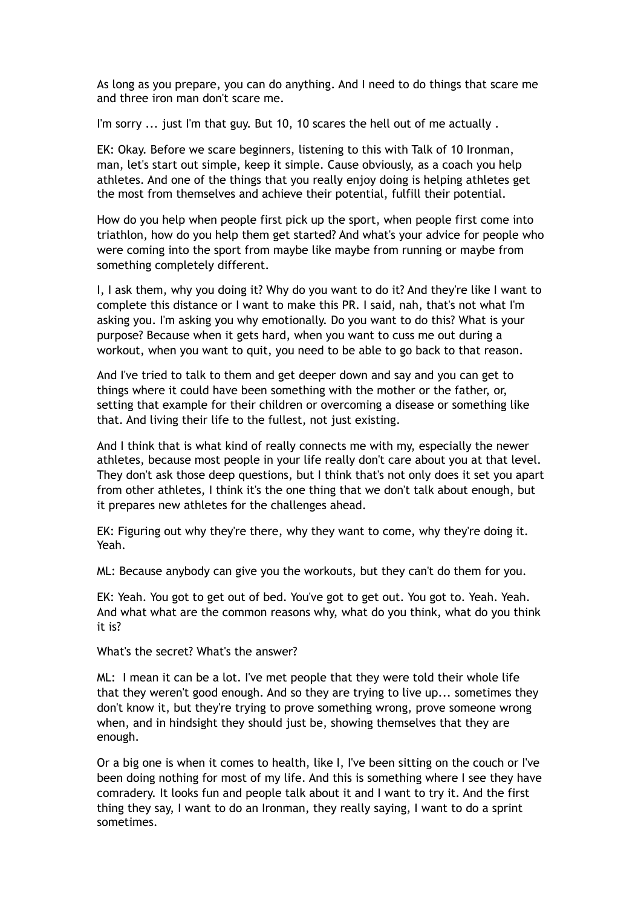As long as you prepare, you can do anything. And I need to do things that scare me and three iron man don't scare me.

I'm sorry ... just I'm that guy. But 10, 10 scares the hell out of me actually .

EK: Okay. Before we scare beginners, listening to this with Talk of 10 Ironman, man, let's start out simple, keep it simple. Cause obviously, as a coach you help athletes. And one of the things that you really enjoy doing is helping athletes get the most from themselves and achieve their potential, fulfill their potential.

How do you help when people first pick up the sport, when people first come into triathlon, how do you help them get started? And what's your advice for people who were coming into the sport from maybe like maybe from running or maybe from something completely different.

I, I ask them, why you doing it? Why do you want to do it? And they're like I want to complete this distance or I want to make this PR. I said, nah, that's not what I'm asking you. I'm asking you why emotionally. Do you want to do this? What is your purpose? Because when it gets hard, when you want to cuss me out during a workout, when you want to quit, you need to be able to go back to that reason.

And I've tried to talk to them and get deeper down and say and you can get to things where it could have been something with the mother or the father, or, setting that example for their children or overcoming a disease or something like that. And living their life to the fullest, not just existing.

And I think that is what kind of really connects me with my, especially the newer athletes, because most people in your life really don't care about you at that level. They don't ask those deep questions, but I think that's not only does it set you apart from other athletes, I think it's the one thing that we don't talk about enough, but it prepares new athletes for the challenges ahead.

EK: Figuring out why they're there, why they want to come, why they're doing it. Yeah.

ML: Because anybody can give you the workouts, but they can't do them for you.

EK: Yeah. You got to get out of bed. You've got to get out. You got to. Yeah. Yeah. And what what are the common reasons why, what do you think, what do you think it is?

What's the secret? What's the answer?

ML: I mean it can be a lot. I've met people that they were told their whole life that they weren't good enough. And so they are trying to live up... sometimes they don't know it, but they're trying to prove something wrong, prove someone wrong when, and in hindsight they should just be, showing themselves that they are enough.

Or a big one is when it comes to health, like I, I've been sitting on the couch or I've been doing nothing for most of my life. And this is something where I see they have comradery. It looks fun and people talk about it and I want to try it. And the first thing they say, I want to do an Ironman, they really saying, I want to do a sprint sometimes.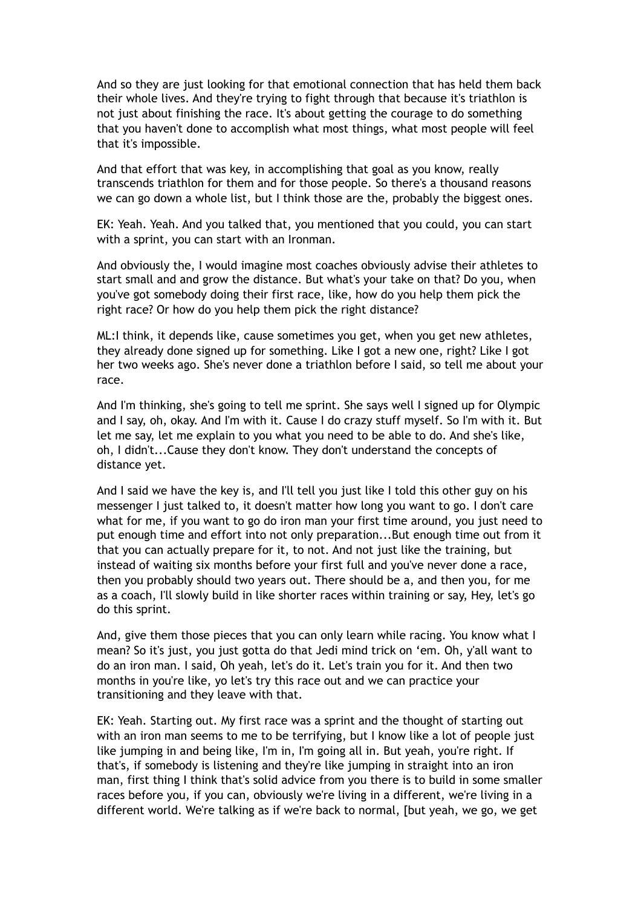And so they are just looking for that emotional connection that has held them back their whole lives. And they're trying to fight through that because it's triathlon is not just about finishing the race. It's about getting the courage to do something that you haven't done to accomplish what most things, what most people will feel that it's impossible.

And that effort that was key, in accomplishing that goal as you know, really transcends triathlon for them and for those people. So there's a thousand reasons we can go down a whole list, but I think those are the, probably the biggest ones.

EK: Yeah. Yeah. And you talked that, you mentioned that you could, you can start with a sprint, you can start with an Ironman.

And obviously the, I would imagine most coaches obviously advise their athletes to start small and and grow the distance. But what's your take on that? Do you, when you've got somebody doing their first race, like, how do you help them pick the right race? Or how do you help them pick the right distance?

ML:I think, it depends like, cause sometimes you get, when you get new athletes, they already done signed up for something. Like I got a new one, right? Like I got her two weeks ago. She's never done a triathlon before I said, so tell me about your race.

And I'm thinking, she's going to tell me sprint. She says well I signed up for Olympic and I say, oh, okay. And I'm with it. Cause I do crazy stuff myself. So I'm with it. But let me say, let me explain to you what you need to be able to do. And she's like, oh, I didn't...Cause they don't know. They don't understand the concepts of distance yet.

And I said we have the key is, and I'll tell you just like I told this other guy on his messenger I just talked to, it doesn't matter how long you want to go. I don't care what for me, if you want to go do iron man your first time around, you just need to put enough time and effort into not only preparation...But enough time out from it that you can actually prepare for it, to not. And not just like the training, but instead of waiting six months before your first full and you've never done a race, then you probably should two years out. There should be a, and then you, for me as a coach, I'll slowly build in like shorter races within training or say, Hey, let's go do this sprint.

And, give them those pieces that you can only learn while racing. You know what I mean? So it's just, you just gotta do that Jedi mind trick on 'em. Oh, y'all want to do an iron man. I said, Oh yeah, let's do it. Let's train you for it. And then two months in you're like, yo let's try this race out and we can practice your transitioning and they leave with that.

EK: Yeah. Starting out. My first race was a sprint and the thought of starting out with an iron man seems to me to be terrifying, but I know like a lot of people just like jumping in and being like, I'm in, I'm going all in. But yeah, you're right. If that's, if somebody is listening and they're like jumping in straight into an iron man, first thing I think that's solid advice from you there is to build in some smaller races before you, if you can, obviously we're living in a different, we're living in a different world. We're talking as if we're back to normal, [but yeah, we go, we get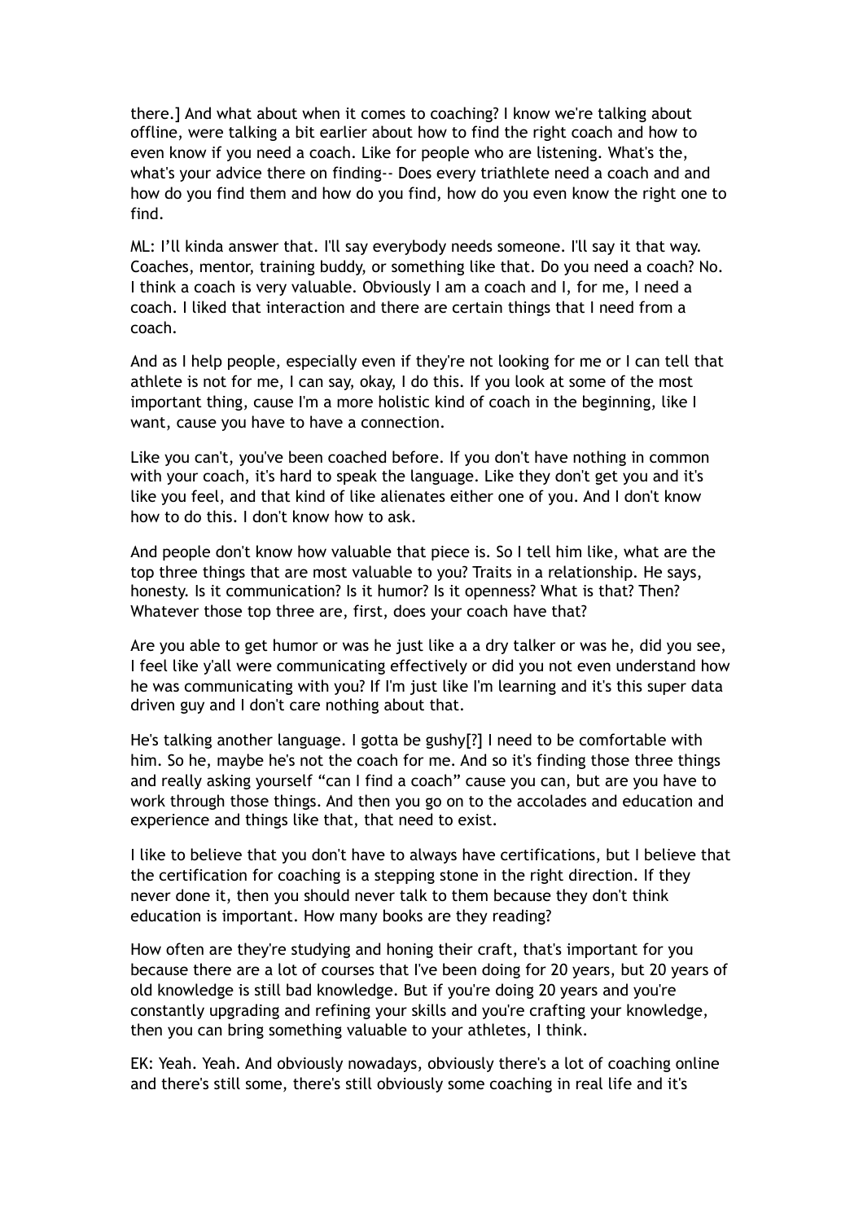there.] And what about when it comes to coaching? I know we're talking about offline, were talking a bit earlier about how to find the right coach and how to even know if you need a coach. Like for people who are listening. What's the, what's your advice there on finding-- Does every triathlete need a coach and and how do you find them and how do you find, how do you even know the right one to find.

ML: I'll kinda answer that. I'll say everybody needs someone. I'll say it that way. Coaches, mentor, training buddy, or something like that. Do you need a coach? No. I think a coach is very valuable. Obviously I am a coach and I, for me, I need a coach. I liked that interaction and there are certain things that I need from a coach.

And as I help people, especially even if they're not looking for me or I can tell that athlete is not for me, I can say, okay, I do this. If you look at some of the most important thing, cause I'm a more holistic kind of coach in the beginning, like I want, cause you have to have a connection.

Like you can't, you've been coached before. If you don't have nothing in common with your coach, it's hard to speak the language. Like they don't get you and it's like you feel, and that kind of like alienates either one of you. And I don't know how to do this. I don't know how to ask.

And people don't know how valuable that piece is. So I tell him like, what are the top three things that are most valuable to you? Traits in a relationship. He says, honesty. Is it communication? Is it humor? Is it openness? What is that? Then? Whatever those top three are, first, does your coach have that?

Are you able to get humor or was he just like a a dry talker or was he, did you see, I feel like y'all were communicating effectively or did you not even understand how he was communicating with you? If I'm just like I'm learning and it's this super data driven guy and I don't care nothing about that.

He's talking another language. I gotta be gushy[?] I need to be comfortable with him. So he, maybe he's not the coach for me. And so it's finding those three things and really asking yourself "can I find a coach" cause you can, but are you have to work through those things. And then you go on to the accolades and education and experience and things like that, that need to exist.

I like to believe that you don't have to always have certifications, but I believe that the certification for coaching is a stepping stone in the right direction. If they never done it, then you should never talk to them because they don't think education is important. How many books are they reading?

How often are they're studying and honing their craft, that's important for you because there are a lot of courses that I've been doing for 20 years, but 20 years of old knowledge is still bad knowledge. But if you're doing 20 years and you're constantly upgrading and refining your skills and you're crafting your knowledge, then you can bring something valuable to your athletes, I think.

EK: Yeah. Yeah. And obviously nowadays, obviously there's a lot of coaching online and there's still some, there's still obviously some coaching in real life and it's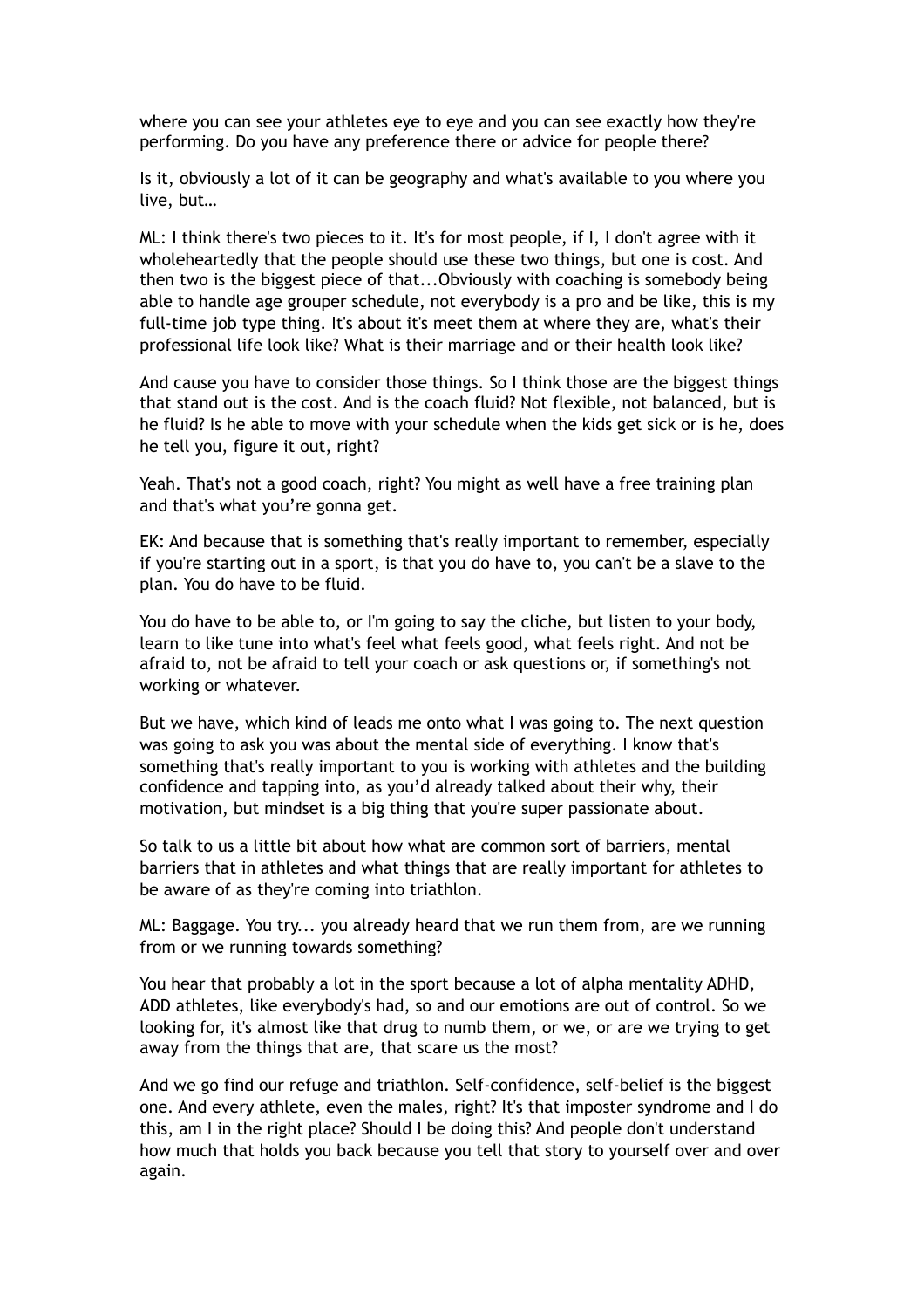where you can see your athletes eye to eye and you can see exactly how they're performing. Do you have any preference there or advice for people there?

Is it, obviously a lot of it can be geography and what's available to you where you live, but…

ML: I think there's two pieces to it. It's for most people, if I, I don't agree with it wholeheartedly that the people should use these two things, but one is cost. And then two is the biggest piece of that...Obviously with coaching is somebody being able to handle age grouper schedule, not everybody is a pro and be like, this is my full-time job type thing. It's about it's meet them at where they are, what's their professional life look like? What is their marriage and or their health look like?

And cause you have to consider those things. So I think those are the biggest things that stand out is the cost. And is the coach fluid? Not flexible, not balanced, but is he fluid? Is he able to move with your schedule when the kids get sick or is he, does he tell you, figure it out, right?

Yeah. That's not a good coach, right? You might as well have a free training plan and that's what you're gonna get.

EK: And because that is something that's really important to remember, especially if you're starting out in a sport, is that you do have to, you can't be a slave to the plan. You do have to be fluid.

You do have to be able to, or I'm going to say the cliche, but listen to your body, learn to like tune into what's feel what feels good, what feels right. And not be afraid to, not be afraid to tell your coach or ask questions or, if something's not working or whatever.

But we have, which kind of leads me onto what I was going to. The next question was going to ask you was about the mental side of everything. I know that's something that's really important to you is working with athletes and the building confidence and tapping into, as you'd already talked about their why, their motivation, but mindset is a big thing that you're super passionate about.

So talk to us a little bit about how what are common sort of barriers, mental barriers that in athletes and what things that are really important for athletes to be aware of as they're coming into triathlon.

ML: Baggage. You try... you already heard that we run them from, are we running from or we running towards something?

You hear that probably a lot in the sport because a lot of alpha mentality ADHD, ADD athletes, like everybody's had, so and our emotions are out of control. So we looking for, it's almost like that drug to numb them, or we, or are we trying to get away from the things that are, that scare us the most?

And we go find our refuge and triathlon. Self-confidence, self-belief is the biggest one. And every athlete, even the males, right? It's that imposter syndrome and I do this, am I in the right place? Should I be doing this? And people don't understand how much that holds you back because you tell that story to yourself over and over again.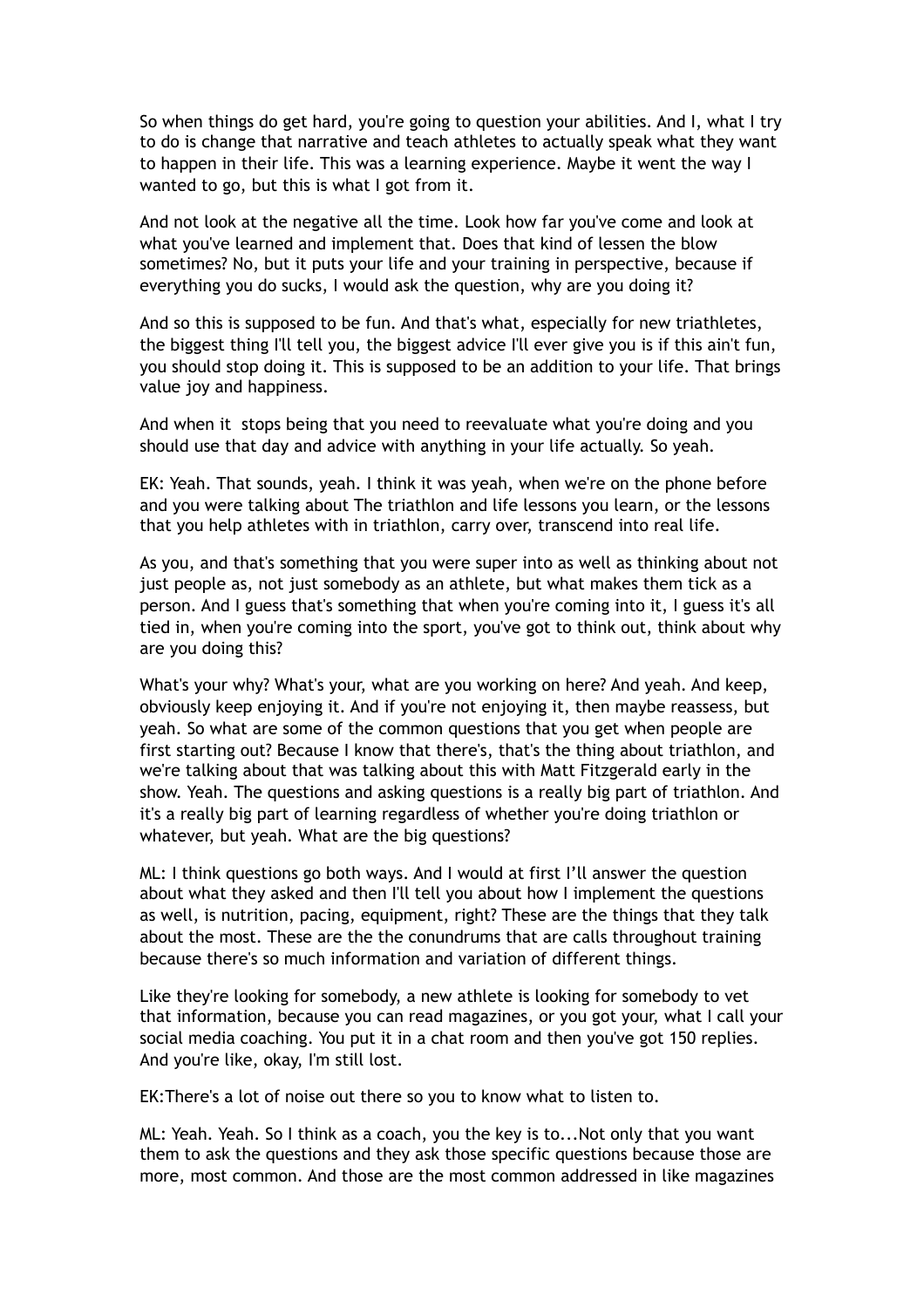So when things do get hard, you're going to question your abilities. And I, what I try to do is change that narrative and teach athletes to actually speak what they want to happen in their life. This was a learning experience. Maybe it went the way I wanted to go, but this is what I got from it.

And not look at the negative all the time. Look how far you've come and look at what you've learned and implement that. Does that kind of lessen the blow sometimes? No, but it puts your life and your training in perspective, because if everything you do sucks, I would ask the question, why are you doing it?

And so this is supposed to be fun. And that's what, especially for new triathletes, the biggest thing I'll tell you, the biggest advice I'll ever give you is if this ain't fun, you should stop doing it. This is supposed to be an addition to your life. That brings value joy and happiness.

And when it stops being that you need to reevaluate what you're doing and you should use that day and advice with anything in your life actually. So yeah.

EK: Yeah. That sounds, yeah. I think it was yeah, when we're on the phone before and you were talking about The triathlon and life lessons you learn, or the lessons that you help athletes with in triathlon, carry over, transcend into real life.

As you, and that's something that you were super into as well as thinking about not just people as, not just somebody as an athlete, but what makes them tick as a person. And I guess that's something that when you're coming into it, I guess it's all tied in, when you're coming into the sport, you've got to think out, think about why are you doing this?

What's your why? What's your, what are you working on here? And yeah. And keep, obviously keep enjoying it. And if you're not enjoying it, then maybe reassess, but yeah. So what are some of the common questions that you get when people are first starting out? Because I know that there's, that's the thing about triathlon, and we're talking about that was talking about this with Matt Fitzgerald early in the show. Yeah. The questions and asking questions is a really big part of triathlon. And it's a really big part of learning regardless of whether you're doing triathlon or whatever, but yeah. What are the big questions?

ML: I think questions go both ways. And I would at first I'll answer the question about what they asked and then I'll tell you about how I implement the questions as well, is nutrition, pacing, equipment, right? These are the things that they talk about the most. These are the the conundrums that are calls throughout training because there's so much information and variation of different things.

Like they're looking for somebody, a new athlete is looking for somebody to vet that information, because you can read magazines, or you got your, what I call your social media coaching. You put it in a chat room and then you've got 150 replies. And you're like, okay, I'm still lost.

EK:There's a lot of noise out there so you to know what to listen to.

ML: Yeah. Yeah. So I think as a coach, you the key is to...Not only that you want them to ask the questions and they ask those specific questions because those are more, most common. And those are the most common addressed in like magazines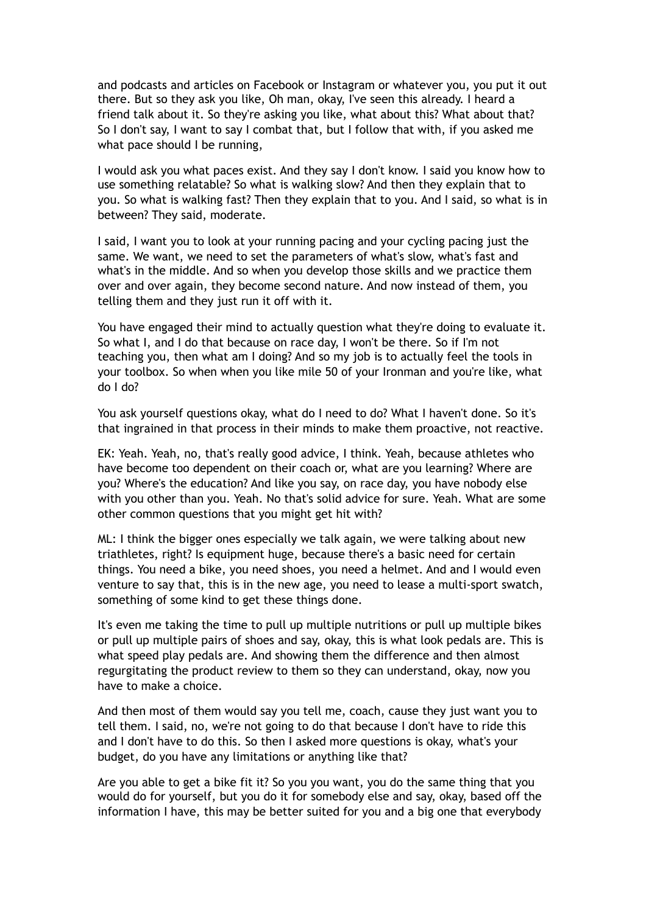and podcasts and articles on Facebook or Instagram or whatever you, you put it out there. But so they ask you like, Oh man, okay, I've seen this already. I heard a friend talk about it. So they're asking you like, what about this? What about that? So I don't say, I want to say I combat that, but I follow that with, if you asked me what pace should I be running,

I would ask you what paces exist. And they say I don't know. I said you know how to use something relatable? So what is walking slow? And then they explain that to you. So what is walking fast? Then they explain that to you. And I said, so what is in between? They said, moderate.

I said, I want you to look at your running pacing and your cycling pacing just the same. We want, we need to set the parameters of what's slow, what's fast and what's in the middle. And so when you develop those skills and we practice them over and over again, they become second nature. And now instead of them, you telling them and they just run it off with it.

You have engaged their mind to actually question what they're doing to evaluate it. So what I, and I do that because on race day, I won't be there. So if I'm not teaching you, then what am I doing? And so my job is to actually feel the tools in your toolbox. So when when you like mile 50 of your Ironman and you're like, what do I do?

You ask yourself questions okay, what do I need to do? What I haven't done. So it's that ingrained in that process in their minds to make them proactive, not reactive.

EK: Yeah. Yeah, no, that's really good advice, I think. Yeah, because athletes who have become too dependent on their coach or, what are you learning? Where are you? Where's the education? And like you say, on race day, you have nobody else with you other than you. Yeah. No that's solid advice for sure. Yeah. What are some other common questions that you might get hit with?

ML: I think the bigger ones especially we talk again, we were talking about new triathletes, right? Is equipment huge, because there's a basic need for certain things. You need a bike, you need shoes, you need a helmet. And and I would even venture to say that, this is in the new age, you need to lease a multi-sport swatch, something of some kind to get these things done.

It's even me taking the time to pull up multiple nutritions or pull up multiple bikes or pull up multiple pairs of shoes and say, okay, this is what look pedals are. This is what speed play pedals are. And showing them the difference and then almost regurgitating the product review to them so they can understand, okay, now you have to make a choice.

And then most of them would say you tell me, coach, cause they just want you to tell them. I said, no, we're not going to do that because I don't have to ride this and I don't have to do this. So then I asked more questions is okay, what's your budget, do you have any limitations or anything like that?

Are you able to get a bike fit it? So you you want, you do the same thing that you would do for yourself, but you do it for somebody else and say, okay, based off the information I have, this may be better suited for you and a big one that everybody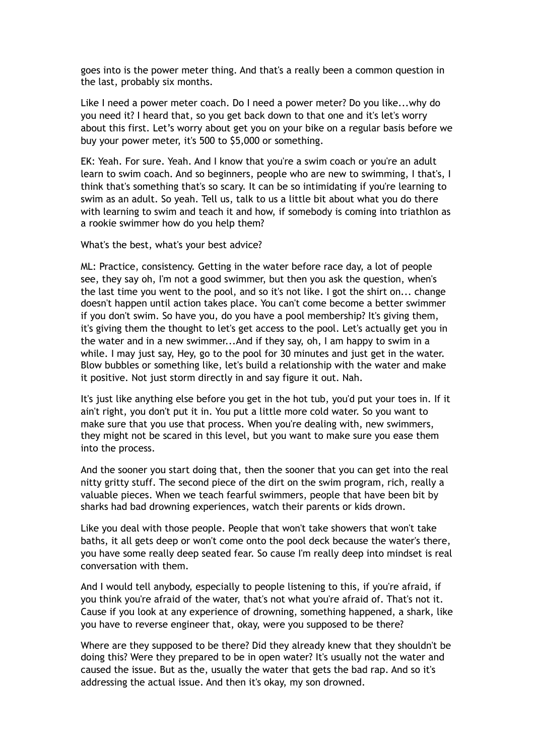goes into is the power meter thing. And that's a really been a common question in the last, probably six months.

Like I need a power meter coach. Do I need a power meter? Do you like...why do you need it? I heard that, so you get back down to that one and it's let's worry about this first. Let's worry about get you on your bike on a regular basis before we buy your power meter, it's 500 to $5,000 or something.

EK: Yeah. For sure. Yeah. And I know that you're a swim coach or you're an adult learn to swim coach. And so beginners, people who are new to swimming, I that's, I think that's something that's so scary. It can be so intimidating if you're learning to swim as an adult. So yeah. Tell us, talk to us a little bit about what you do there with learning to swim and teach it and how, if somebody is coming into triathlon as a rookie swimmer how do you help them?

What's the best, what's your best advice?

ML: Practice, consistency. Getting in the water before race day, a lot of people see, they say oh, I'm not a good swimmer, but then you ask the question, when's the last time you went to the pool, and so it's not like. I got the shirt on... change doesn't happen until action takes place. You can't come become a better swimmer if you don't swim. So have you, do you have a pool membership? It's giving them, it's giving them the thought to let's get access to the pool. Let's actually get you in the water and in a new swimmer...And if they say, oh, I am happy to swim in a while. I may just say, Hey, go to the pool for 30 minutes and just get in the water. Blow bubbles or something like, let's build a relationship with the water and make it positive. Not just storm directly in and say figure it out. Nah.

It's just like anything else before you get in the hot tub, you'd put your toes in. If it ain't right, you don't put it in. You put a little more cold water. So you want to make sure that you use that process. When you're dealing with, new swimmers, they might not be scared in this level, but you want to make sure you ease them into the process.

And the sooner you start doing that, then the sooner that you can get into the real nitty gritty stuff. The second piece of the dirt on the swim program, rich, really a valuable pieces. When we teach fearful swimmers, people that have been bit by sharks had bad drowning experiences, watch their parents or kids drown.

Like you deal with those people. People that won't take showers that won't take baths, it all gets deep or won't come onto the pool deck because the water's there, you have some really deep seated fear. So cause I'm really deep into mindset is real conversation with them.

And I would tell anybody, especially to people listening to this, if you're afraid, if you think you're afraid of the water, that's not what you're afraid of. That's not it. Cause if you look at any experience of drowning, something happened, a shark, like you have to reverse engineer that, okay, were you supposed to be there?

Where are they supposed to be there? Did they already knew that they shouldn't be doing this? Were they prepared to be in open water? It's usually not the water and caused the issue. But as the, usually the water that gets the bad rap. And so it's addressing the actual issue. And then it's okay, my son drowned.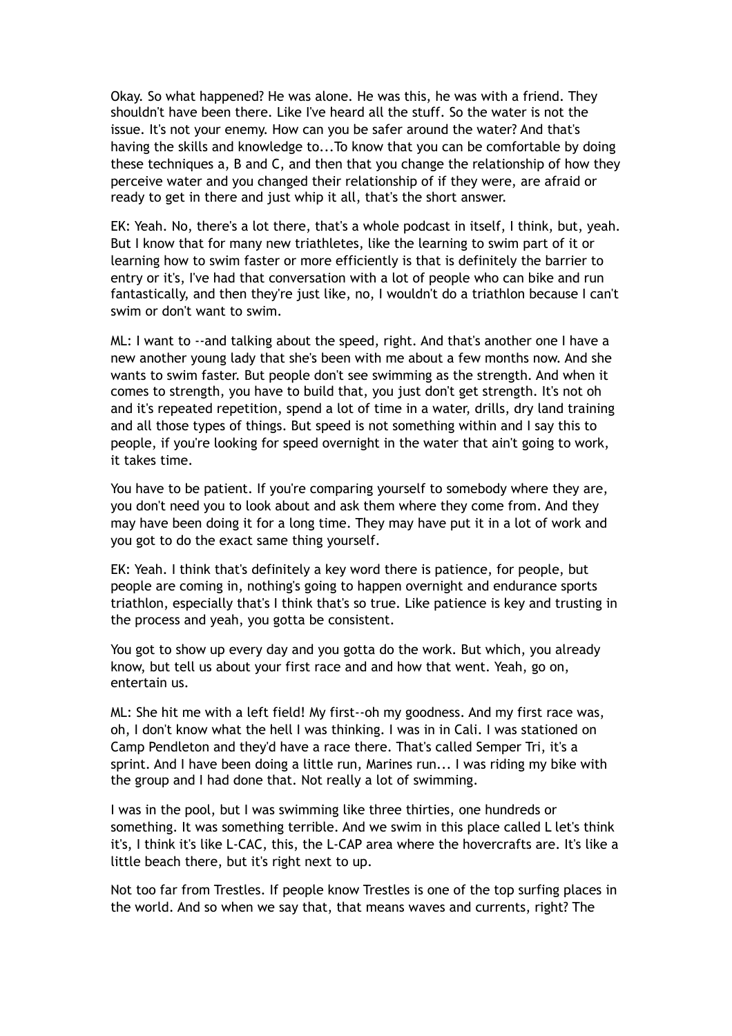Okay. So what happened? He was alone. He was this, he was with a friend. They shouldn't have been there. Like I've heard all the stuff. So the water is not the issue. It's not your enemy. How can you be safer around the water? And that's having the skills and knowledge to...To know that you can be comfortable by doing these techniques a, B and C, and then that you change the relationship of how they perceive water and you changed their relationship of if they were, are afraid or ready to get in there and just whip it all, that's the short answer.

EK: Yeah. No, there's a lot there, that's a whole podcast in itself, I think, but, yeah. But I know that for many new triathletes, like the learning to swim part of it or learning how to swim faster or more efficiently is that is definitely the barrier to entry or it's, I've had that conversation with a lot of people who can bike and run fantastically, and then they're just like, no, I wouldn't do a triathlon because I can't swim or don't want to swim.

ML: I want to --and talking about the speed, right. And that's another one I have a new another young lady that she's been with me about a few months now. And she wants to swim faster. But people don't see swimming as the strength. And when it comes to strength, you have to build that, you just don't get strength. It's not oh and it's repeated repetition, spend a lot of time in a water, drills, dry land training and all those types of things. But speed is not something within and I say this to people, if you're looking for speed overnight in the water that ain't going to work, it takes time.

You have to be patient. If you're comparing yourself to somebody where they are, you don't need you to look about and ask them where they come from. And they may have been doing it for a long time. They may have put it in a lot of work and you got to do the exact same thing yourself.

EK: Yeah. I think that's definitely a key word there is patience, for people, but people are coming in, nothing's going to happen overnight and endurance sports triathlon, especially that's I think that's so true. Like patience is key and trusting in the process and yeah, you gotta be consistent.

You got to show up every day and you gotta do the work. But which, you already know, but tell us about your first race and and how that went. Yeah, go on, entertain us.

ML: She hit me with a left field! My first--oh my goodness. And my first race was, oh, I don't know what the hell I was thinking. I was in in Cali. I was stationed on Camp Pendleton and they'd have a race there. That's called Semper Tri, it's a sprint. And I have been doing a little run, Marines run... I was riding my bike with the group and I had done that. Not really a lot of swimming.

I was in the pool, but I was swimming like three thirties, one hundreds or something. It was something terrible. And we swim in this place called L let's think it's, I think it's like L-CAC, this, the L-CAP area where the hovercrafts are. It's like a little beach there, but it's right next to up.

Not too far from Trestles. If people know Trestles is one of the top surfing places in the world. And so when we say that, that means waves and currents, right? The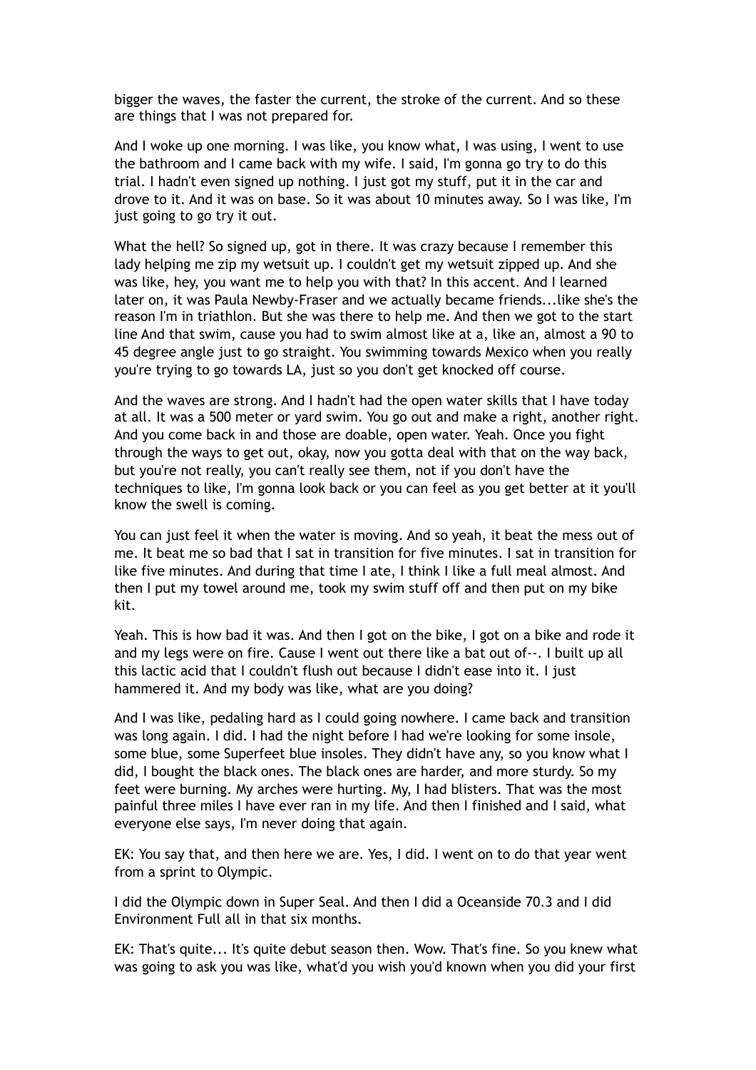bigger the waves, the faster the current, the stroke of the current. And so these are things that I was not prepared for.

And I woke up one morning. I was like, you know what, I was using, I went to use the bathroom and I came back with my wife. I said, I'm gonna go try to do this trial. I hadn't even signed up nothing. I just got my stuff, put it in the car and drove to it. And it was on base. So it was about 10 minutes away. So I was like, I'm just going to go try it out.

What the hell? So signed up, got in there. It was crazy because I remember this lady helping me zip my wetsuit up. I couldn't get my wetsuit zipped up. And she was like, hey, you want me to help you with that? In this accent. And I learned later on, it was Paula Newby-Fraser and we actually became friends...like she's the reason I'm in triathlon. But she was there to help me. And then we got to the start line And that swim, cause you had to swim almost like at a, like an, almost a 90 to 45 degree angle just to go straight. You swimming towards Mexico when you really you're trying to go towards LA, just so you don't get knocked off course.

And the waves are strong. And I hadn't had the open water skills that I have today at all. It was a 500 meter or yard swim. You go out and make a right, another right. And you come back in and those are doable, open water. Yeah. Once you fight through the ways to get out, okay, now you gotta deal with that on the way back, but you're not really, you can't really see them, not if you don't have the techniques to like, I'm gonna look back or you can feel as you get better at it you'll know the swell is coming.

You can just feel it when the water is moving. And so yeah, it beat the mess out of me. It beat me so bad that I sat in transition for five minutes. I sat in transition for like five minutes. And during that time I ate, I think I like a full meal almost. And then I put my towel around me, took my swim stuff off and then put on my bike kit.

Yeah. This is how bad it was. And then I got on the bike, I got on a bike and rode it and my legs were on fire. Cause I went out there like a bat out of--. I built up all this lactic acid that I couldn't flush out because I didn't ease into it. I just hammered it. And my body was like, what are you doing?

And I was like, pedaling hard as I could going nowhere. I came back and transition was long again. I did. I had the night before I had we're looking for some insole, some blue, some Superfeet blue insoles. They didn't have any, so you know what I did, I bought the black ones. The black ones are harder, and more sturdy. So my feet were burning. My arches were hurting. My, I had blisters. That was the most painful three miles I have ever ran in my life. And then I finished and I said, what everyone else says, I'm never doing that again.

EK: You say that, and then here we are. Yes, I did. I went on to do that year went from a sprint to Olympic.

I did the Olympic down in Super Seal. And then I did a Oceanside 70.3 and I did Environment Full all in that six months.

EK: That's quite... It's quite debut season then. Wow. That's fine. So you knew what was going to ask you was like, what'd you wish you'd known when you did your first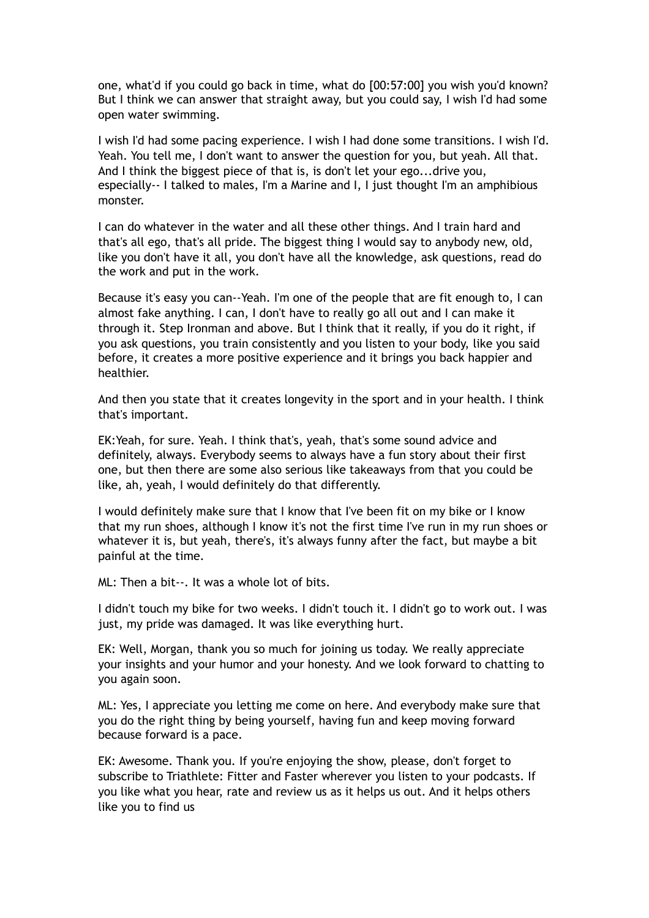one, what'd if you could go back in time, what do [00:57:00] you wish you'd known? But I think we can answer that straight away, but you could say, I wish I'd had some open water swimming.

I wish I'd had some pacing experience. I wish I had done some transitions. I wish I'd. Yeah. You tell me, I don't want to answer the question for you, but yeah. All that. And I think the biggest piece of that is, is don't let your ego...drive you, especially-- I talked to males, I'm a Marine and I, I just thought I'm an amphibious monster.

I can do whatever in the water and all these other things. And I train hard and that's all ego, that's all pride. The biggest thing I would say to anybody new, old, like you don't have it all, you don't have all the knowledge, ask questions, read do the work and put in the work.

Because it's easy you can--Yeah. I'm one of the people that are fit enough to, I can almost fake anything. I can, I don't have to really go all out and I can make it through it. Step Ironman and above. But I think that it really, if you do it right, if you ask questions, you train consistently and you listen to your body, like you said before, it creates a more positive experience and it brings you back happier and healthier.

And then you state that it creates longevity in the sport and in your health. I think that's important.

EK:Yeah, for sure. Yeah. I think that's, yeah, that's some sound advice and definitely, always. Everybody seems to always have a fun story about their first one, but then there are some also serious like takeaways from that you could be like, ah, yeah, I would definitely do that differently.

I would definitely make sure that I know that I've been fit on my bike or I know that my run shoes, although I know it's not the first time I've run in my run shoes or whatever it is, but yeah, there's, it's always funny after the fact, but maybe a bit painful at the time.

ML: Then a bit--. It was a whole lot of bits.

I didn't touch my bike for two weeks. I didn't touch it. I didn't go to work out. I was just, my pride was damaged. It was like everything hurt.

EK: Well, Morgan, thank you so much for joining us today. We really appreciate your insights and your humor and your honesty. And we look forward to chatting to you again soon.

ML: Yes, I appreciate you letting me come on here. And everybody make sure that you do the right thing by being yourself, having fun and keep moving forward because forward is a pace.

EK: Awesome. Thank you. If you're enjoying the show, please, don't forget to subscribe to Triathlete: Fitter and Faster wherever you listen to your podcasts. If you like what you hear, rate and review us as it helps us out. And it helps others like you to find us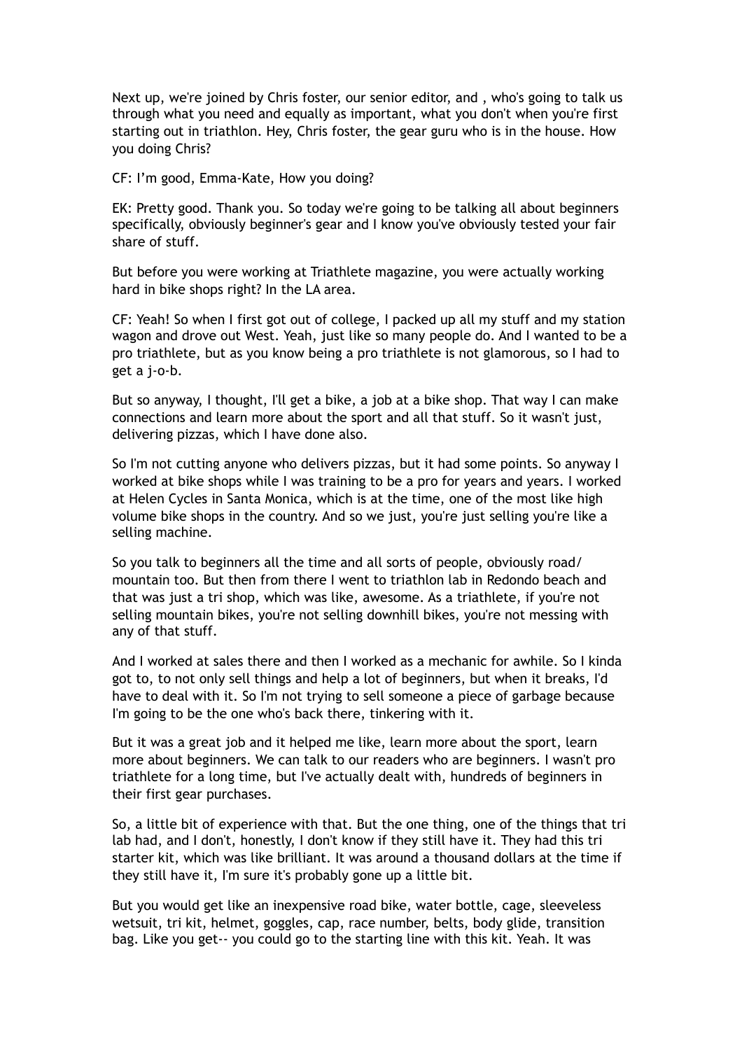Next up, we're joined by Chris foster, our senior editor, and , who's going to talk us through what you need and equally as important, what you don't when you're first starting out in triathlon. Hey, Chris foster, the gear guru who is in the house. How you doing Chris?

CF: I'm good, Emma-Kate, How you doing?

EK: Pretty good. Thank you. So today we're going to be talking all about beginners specifically, obviously beginner's gear and I know you've obviously tested your fair share of stuff.

But before you were working at Triathlete magazine, you were actually working hard in bike shops right? In the LA area.

CF: Yeah! So when I first got out of college, I packed up all my stuff and my station wagon and drove out West. Yeah, just like so many people do. And I wanted to be a pro triathlete, but as you know being a pro triathlete is not glamorous, so I had to get a j-o-b.

But so anyway, I thought, I'll get a bike, a job at a bike shop. That way I can make connections and learn more about the sport and all that stuff. So it wasn't just, delivering pizzas, which I have done also.

So I'm not cutting anyone who delivers pizzas, but it had some points. So anyway I worked at bike shops while I was training to be a pro for years and years. I worked at Helen Cycles in Santa Monica, which is at the time, one of the most like high volume bike shops in the country. And so we just, you're just selling you're like a selling machine.

So you talk to beginners all the time and all sorts of people, obviously road/ mountain too. But then from there I went to triathlon lab in Redondo beach and that was just a tri shop, which was like, awesome. As a triathlete, if you're not selling mountain bikes, you're not selling downhill bikes, you're not messing with any of that stuff.

And I worked at sales there and then I worked as a mechanic for awhile. So I kinda got to, to not only sell things and help a lot of beginners, but when it breaks, I'd have to deal with it. So I'm not trying to sell someone a piece of garbage because I'm going to be the one who's back there, tinkering with it.

But it was a great job and it helped me like, learn more about the sport, learn more about beginners. We can talk to our readers who are beginners. I wasn't pro triathlete for a long time, but I've actually dealt with, hundreds of beginners in their first gear purchases.

So, a little bit of experience with that. But the one thing, one of the things that tri lab had, and I don't, honestly, I don't know if they still have it. They had this tri starter kit, which was like brilliant. It was around a thousand dollars at the time if they still have it, I'm sure it's probably gone up a little bit.

But you would get like an inexpensive road bike, water bottle, cage, sleeveless wetsuit, tri kit, helmet, goggles, cap, race number, belts, body glide, transition bag. Like you get-- you could go to the starting line with this kit. Yeah. It was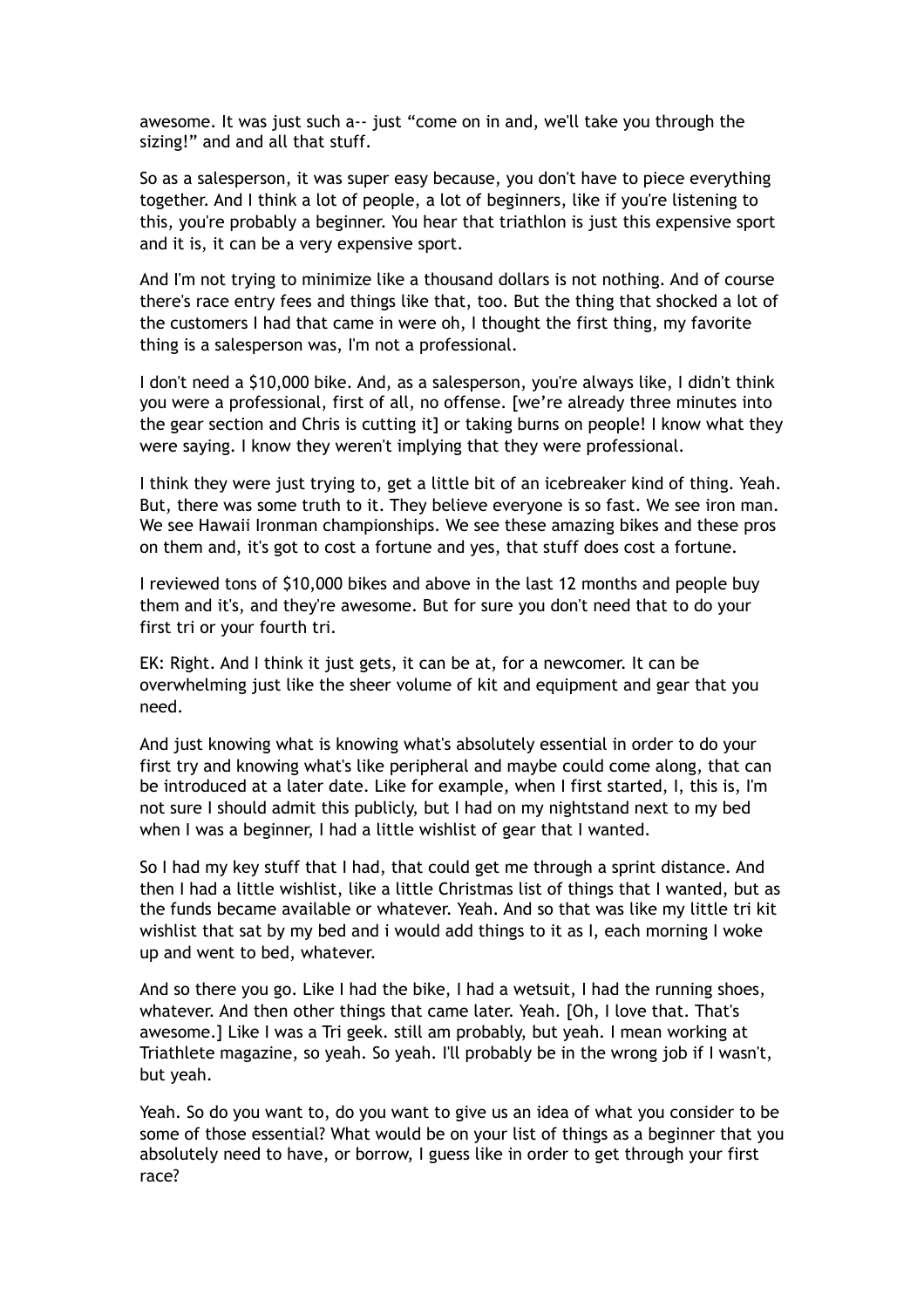awesome. It was just such a-- just "come on in and, we'll take you through the sizing!" and and all that stuff.

So as a salesperson, it was super easy because, you don't have to piece everything together. And I think a lot of people, a lot of beginners, like if you're listening to this, you're probably a beginner. You hear that triathlon is just this expensive sport and it is, it can be a very expensive sport.

And I'm not trying to minimize like a thousand dollars is not nothing. And of course there's race entry fees and things like that, too. But the thing that shocked a lot of the customers I had that came in were oh, I thought the first thing, my favorite thing is a salesperson was, I'm not a professional.

I don't need a $10,000 bike. And, as a salesperson, you're always like, I didn't think you were a professional, first of all, no offense. [we're already three minutes into the gear section and Chris is cutting it] or taking burns on people! I know what they were saying. I know they weren't implying that they were professional.

I think they were just trying to, get a little bit of an icebreaker kind of thing. Yeah. But, there was some truth to it. They believe everyone is so fast. We see iron man. We see Hawaii Ironman championships. We see these amazing bikes and these pros on them and, it's got to cost a fortune and yes, that stuff does cost a fortune.

I reviewed tons of $10,000 bikes and above in the last 12 months and people buy them and it's, and they're awesome. But for sure you don't need that to do your first tri or your fourth tri.

EK: Right. And I think it just gets, it can be at, for a newcomer. It can be overwhelming just like the sheer volume of kit and equipment and gear that you need.

And just knowing what is knowing what's absolutely essential in order to do your first try and knowing what's like peripheral and maybe could come along, that can be introduced at a later date. Like for example, when I first started, I, this is, I'm not sure I should admit this publicly, but I had on my nightstand next to my bed when I was a beginner, I had a little wishlist of gear that I wanted.

So I had my key stuff that I had, that could get me through a sprint distance. And then I had a little wishlist, like a little Christmas list of things that I wanted, but as the funds became available or whatever. Yeah. And so that was like my little tri kit wishlist that sat by my bed and i would add things to it as I, each morning I woke up and went to bed, whatever.

And so there you go. Like I had the bike, I had a wetsuit, I had the running shoes, whatever. And then other things that came later. Yeah. [Oh, I love that. That's awesome.] Like I was a Tri geek. still am probably, but yeah. I mean working at Triathlete magazine, so yeah. So yeah. I'll probably be in the wrong job if I wasn't, but yeah.

Yeah. So do you want to, do you want to give us an idea of what you consider to be some of those essential? What would be on your list of things as a beginner that you absolutely need to have, or borrow, I guess like in order to get through your first race?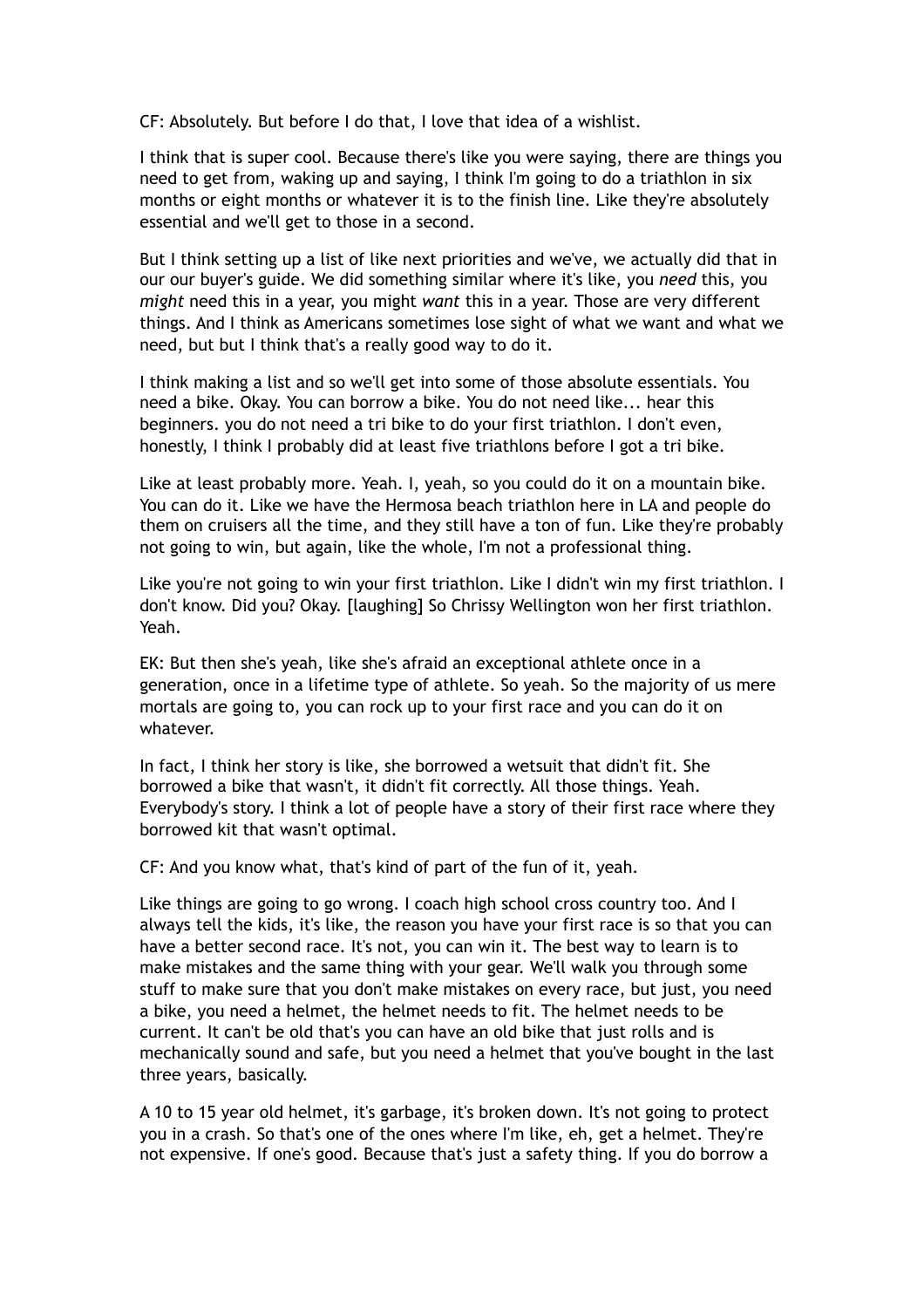CF: Absolutely. But before I do that, I love that idea of a wishlist.

I think that is super cool. Because there's like you were saying, there are things you need to get from, waking up and saying, I think I'm going to do a triathlon in six months or eight months or whatever it is to the finish line. Like they're absolutely essential and we'll get to those in a second.

But I think setting up a list of like next priorities and we've, we actually did that in our our buyer's guide. We did something similar where it's like, you *need* this, you *might* need this in a year, you might *want* this in a year. Those are very different things. And I think as Americans sometimes lose sight of what we want and what we need, but but I think that's a really good way to do it.

I think making a list and so we'll get into some of those absolute essentials. You need a bike. Okay. You can borrow a bike. You do not need like... hear this beginners. you do not need a tri bike to do your first triathlon. I don't even, honestly, I think I probably did at least five triathlons before I got a tri bike.

Like at least probably more. Yeah. I, yeah, so you could do it on a mountain bike. You can do it. Like we have the Hermosa beach triathlon here in LA and people do them on cruisers all the time, and they still have a ton of fun. Like they're probably not going to win, but again, like the whole, I'm not a professional thing.

Like you're not going to win your first triathlon. Like I didn't win my first triathlon. I don't know. Did you? Okay. [laughing] So Chrissy Wellington won her first triathlon. Yeah.

EK: But then she's yeah, like she's afraid an exceptional athlete once in a generation, once in a lifetime type of athlete. So yeah. So the majority of us mere mortals are going to, you can rock up to your first race and you can do it on whatever.

In fact, I think her story is like, she borrowed a wetsuit that didn't fit. She borrowed a bike that wasn't, it didn't fit correctly. All those things. Yeah. Everybody's story. I think a lot of people have a story of their first race where they borrowed kit that wasn't optimal.

CF: And you know what, that's kind of part of the fun of it, yeah.

Like things are going to go wrong. I coach high school cross country too. And I always tell the kids, it's like, the reason you have your first race is so that you can have a better second race. It's not, you can win it. The best way to learn is to make mistakes and the same thing with your gear. We'll walk you through some stuff to make sure that you don't make mistakes on every race, but just, you need a bike, you need a helmet, the helmet needs to fit. The helmet needs to be current. It can't be old that's you can have an old bike that just rolls and is mechanically sound and safe, but you need a helmet that you've bought in the last three years, basically.

A 10 to 15 year old helmet, it's garbage, it's broken down. It's not going to protect you in a crash. So that's one of the ones where I'm like, eh, get a helmet. They're not expensive. If one's good. Because that's just a safety thing. If you do borrow a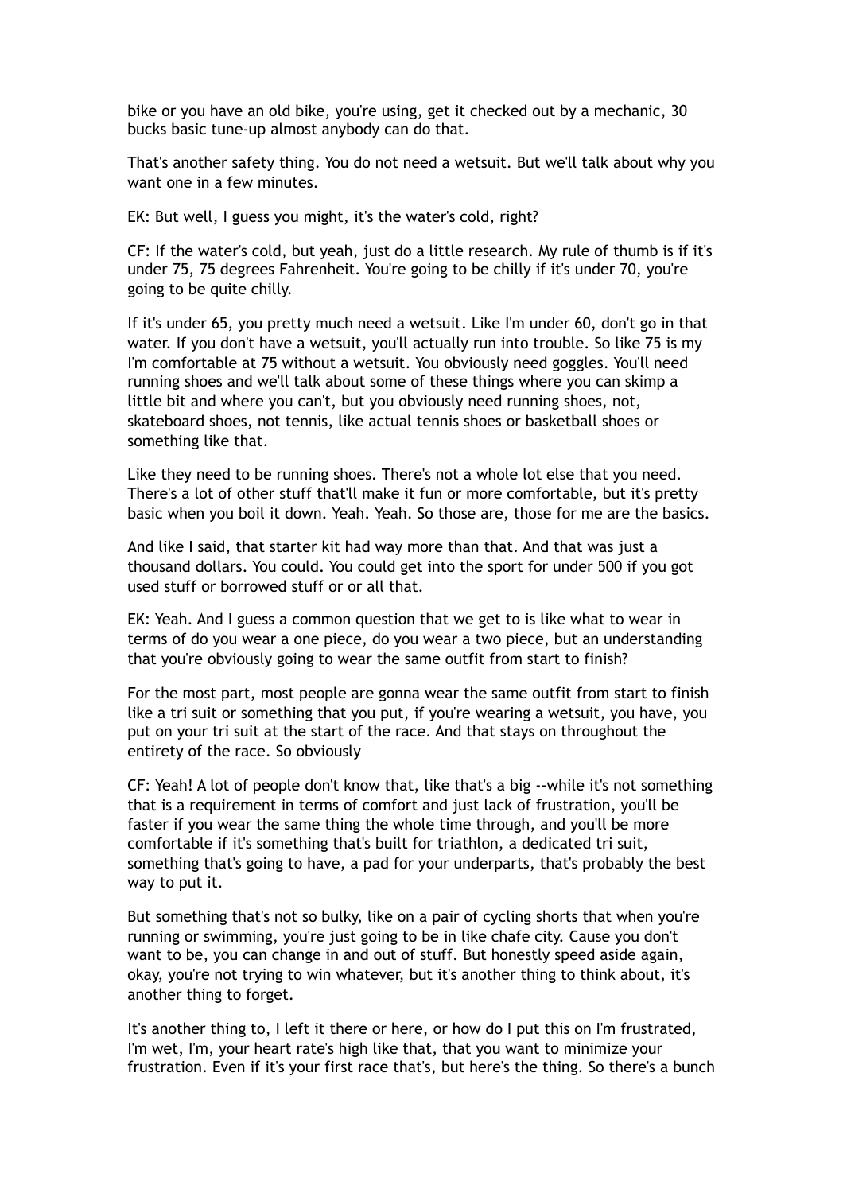bike or you have an old bike, you're using, get it checked out by a mechanic, 30 bucks basic tune-up almost anybody can do that.

That's another safety thing. You do not need a wetsuit. But we'll talk about why you want one in a few minutes.

EK: But well, I guess you might, it's the water's cold, right?

CF: If the water's cold, but yeah, just do a little research. My rule of thumb is if it's under 75, 75 degrees Fahrenheit. You're going to be chilly if it's under 70, you're going to be quite chilly.

If it's under 65, you pretty much need a wetsuit. Like I'm under 60, don't go in that water. If you don't have a wetsuit, you'll actually run into trouble. So like 75 is my I'm comfortable at 75 without a wetsuit. You obviously need goggles. You'll need running shoes and we'll talk about some of these things where you can skimp a little bit and where you can't, but you obviously need running shoes, not, skateboard shoes, not tennis, like actual tennis shoes or basketball shoes or something like that.

Like they need to be running shoes. There's not a whole lot else that you need. There's a lot of other stuff that'll make it fun or more comfortable, but it's pretty basic when you boil it down. Yeah. Yeah. So those are, those for me are the basics.

And like I said, that starter kit had way more than that. And that was just a thousand dollars. You could. You could get into the sport for under 500 if you got used stuff or borrowed stuff or or all that.

EK: Yeah. And I guess a common question that we get to is like what to wear in terms of do you wear a one piece, do you wear a two piece, but an understanding that you're obviously going to wear the same outfit from start to finish?

For the most part, most people are gonna wear the same outfit from start to finish like a tri suit or something that you put, if you're wearing a wetsuit, you have, you put on your tri suit at the start of the race. And that stays on throughout the entirety of the race. So obviously

CF: Yeah! A lot of people don't know that, like that's a big --while it's not something that is a requirement in terms of comfort and just lack of frustration, you'll be faster if you wear the same thing the whole time through, and you'll be more comfortable if it's something that's built for triathlon, a dedicated tri suit, something that's going to have, a pad for your underparts, that's probably the best way to put it.

But something that's not so bulky, like on a pair of cycling shorts that when you're running or swimming, you're just going to be in like chafe city. Cause you don't want to be, you can change in and out of stuff. But honestly speed aside again, okay, you're not trying to win whatever, but it's another thing to think about, it's another thing to forget.

It's another thing to, I left it there or here, or how do I put this on I'm frustrated, I'm wet, I'm, your heart rate's high like that, that you want to minimize your frustration. Even if it's your first race that's, but here's the thing. So there's a bunch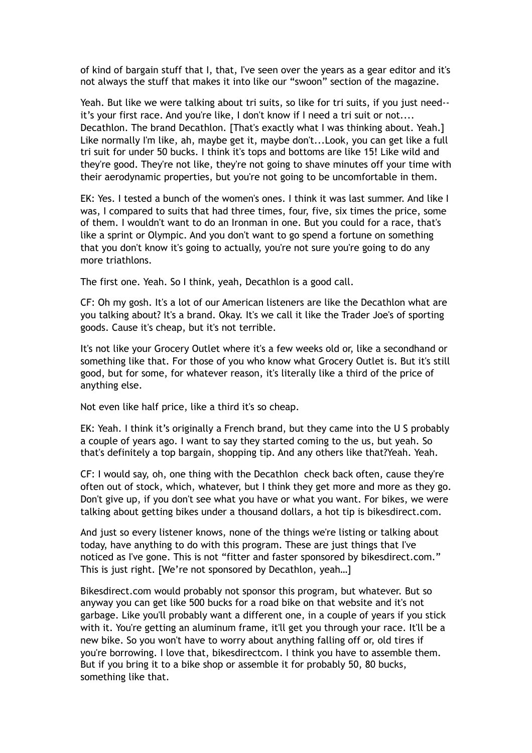of kind of bargain stuff that I, that, I've seen over the years as a gear editor and it's not always the stuff that makes it into like our "swoon" section of the magazine.

Yeah. But like we were talking about tri suits, so like for tri suits, if you just need--it's your first race. And you're like, I don't know if I need a tri suit or not.... Decathlon. The brand Decathlon. [That's exactly what I was thinking about. Yeah.] Like normally I'm like, ah, maybe get it, maybe don't...Look, you can get like a full tri suit for under 50 bucks. I think it's tops and bottoms are like 15! Like wild and they're good. They're not like, they're not going to shave minutes off your time with their aerodynamic properties, but you're not going to be uncomfortable in them.

EK: Yes. I tested a bunch of the women's ones. I think it was last summer. And like I was, I compared to suits that had three times, four, five, six times the price, some of them. I wouldn't want to do an Ironman in one. But you could for a race, that's like a sprint or Olympic. And you don't want to go spend a fortune on something that you don't know it's going to actually, you're not sure you're going to do any more triathlons.

The first one. Yeah. So I think, yeah, Decathlon is a good call.

CF: Oh my gosh. It's a lot of our American listeners are like the Decathlon what are you talking about? It's a brand. Okay. It's we call it like the Trader Joe's of sporting goods. Cause it's cheap, but it's not terrible.

It's not like your Grocery Outlet where it's a few weeks old or, like a secondhand or something like that. For those of you who know what Grocery Outlet is. But it's still good, but for some, for whatever reason, it's literally like a third of the price of anything else.

Not even like half price, like a third it's so cheap.

EK: Yeah. I think it's originally a French brand, but they came into the U S probably a couple of years ago. I want to say they started coming to the us, but yeah. So that's definitely a top bargain, shopping tip. And any others like that?Yeah. Yeah.

CF: I would say, oh, one thing with the Decathlon check back often, cause they're often out of stock, which, whatever, but I think they get more and more as they go. Don't give up, if you don't see what you have or what you want. For bikes, we were talking about getting bikes under a thousand dollars, a hot tip is bikesdirect.com.

And just so every listener knows, none of the things we're listing or talking about today, have anything to do with this program. These are just things that I've noticed as I've gone. This is not "fitter and faster sponsored by bikesdirect.com." This is just right. [We're not sponsored by Decathlon, yeah…]

Bikesdirect.com would probably not sponsor this program, but whatever. But so anyway you can get like 500 bucks for a road bike on that website and it's not garbage. Like you'll probably want a different one, in a couple of years if you stick with it. You're getting an aluminum frame, it'll get you through your race. It'll be a new bike. So you won't have to worry about anything falling off or, old tires if you're borrowing. I love that, bikesdirectcom. I think you have to assemble them. But if you bring it to a bike shop or assemble it for probably 50, 80 bucks, something like that.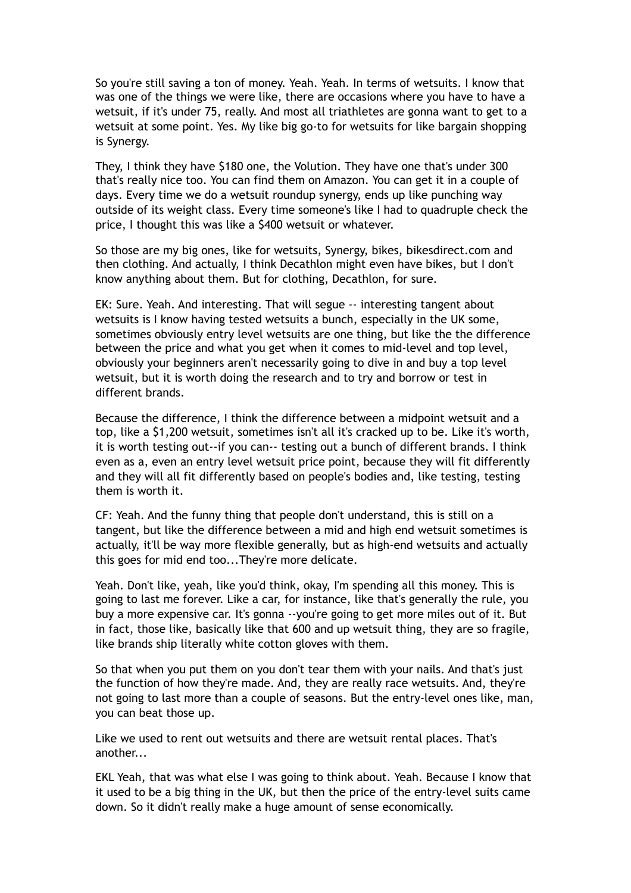So you're still saving a ton of money. Yeah. Yeah. In terms of wetsuits. I know that was one of the things we were like, there are occasions where you have to have a wetsuit, if it's under 75, really. And most all triathletes are gonna want to get to a wetsuit at some point. Yes. My like big go-to for wetsuits for like bargain shopping is Synergy.

They, I think they have $180 one, the Volution. They have one that's under 300 that's really nice too. You can find them on Amazon. You can get it in a couple of days. Every time we do a wetsuit roundup synergy, ends up like punching way outside of its weight class. Every time someone's like I had to quadruple check the price, I thought this was like a $400 wetsuit or whatever.

So those are my big ones, like for wetsuits, Synergy, bikes, bikesdirect.com and then clothing. And actually, I think Decathlon might even have bikes, but I don't know anything about them. But for clothing, Decathlon, for sure.

EK: Sure. Yeah. And interesting. That will segue -- interesting tangent about wetsuits is I know having tested wetsuits a bunch, especially in the UK some, sometimes obviously entry level wetsuits are one thing, but like the the difference between the price and what you get when it comes to mid-level and top level, obviously your beginners aren't necessarily going to dive in and buy a top level wetsuit, but it is worth doing the research and to try and borrow or test in different brands.

Because the difference, I think the difference between a midpoint wetsuit and a top, like a $1,200 wetsuit, sometimes isn't all it's cracked up to be. Like it's worth, it is worth testing out--if you can-- testing out a bunch of different brands. I think even as a, even an entry level wetsuit price point, because they will fit differently and they will all fit differently based on people's bodies and, like testing, testing them is worth it.

CF: Yeah. And the funny thing that people don't understand, this is still on a tangent, but like the difference between a mid and high end wetsuit sometimes is actually, it'll be way more flexible generally, but as high-end wetsuits and actually this goes for mid end too...They're more delicate.

Yeah. Don't like, yeah, like you'd think, okay, I'm spending all this money. This is going to last me forever. Like a car, for instance, like that's generally the rule, you buy a more expensive car. It's gonna --you're going to get more miles out of it. But in fact, those like, basically like that 600 and up wetsuit thing, they are so fragile, like brands ship literally white cotton gloves with them.

So that when you put them on you don't tear them with your nails. And that's just the function of how they're made. And, they are really race wetsuits. And, they're not going to last more than a couple of seasons. But the entry-level ones like, man, you can beat those up.

Like we used to rent out wetsuits and there are wetsuit rental places. That's another...

EKL Yeah, that was what else I was going to think about. Yeah. Because I know that it used to be a big thing in the UK, but then the price of the entry-level suits came down. So it didn't really make a huge amount of sense economically.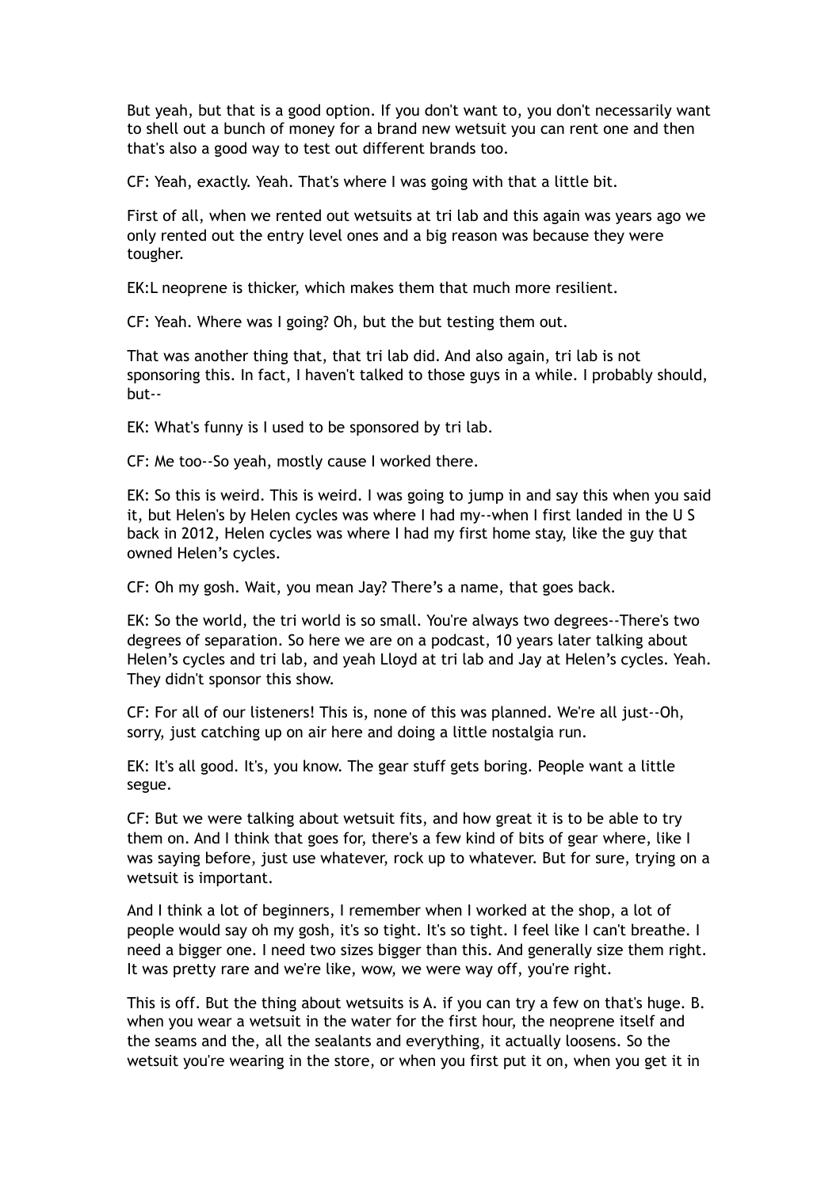But yeah, but that is a good option. If you don't want to, you don't necessarily want to shell out a bunch of money for a brand new wetsuit you can rent one and then that's also a good way to test out different brands too.

CF: Yeah, exactly. Yeah. That's where I was going with that a little bit.

First of all, when we rented out wetsuits at tri lab and this again was years ago we only rented out the entry level ones and a big reason was because they were tougher.

EK:L neoprene is thicker, which makes them that much more resilient.

CF: Yeah. Where was I going? Oh, but the but testing them out.

That was another thing that, that tri lab did. And also again, tri lab is not sponsoring this. In fact, I haven't talked to those guys in a while. I probably should, but--

EK: What's funny is I used to be sponsored by tri lab.

CF: Me too--So yeah, mostly cause I worked there.

EK: So this is weird. This is weird. I was going to jump in and say this when you said it, but Helen's by Helen cycles was where I had my--when I first landed in the U S back in 2012, Helen cycles was where I had my first home stay, like the guy that owned Helen's cycles.

CF: Oh my gosh. Wait, you mean Jay? There's a name, that goes back.

EK: So the world, the tri world is so small. You're always two degrees--There's two degrees of separation. So here we are on a podcast, 10 years later talking about Helen's cycles and tri lab, and yeah Lloyd at tri lab and Jay at Helen's cycles. Yeah. They didn't sponsor this show.

CF: For all of our listeners! This is, none of this was planned. We're all just--Oh, sorry, just catching up on air here and doing a little nostalgia run.

EK: It's all good. It's, you know. The gear stuff gets boring. People want a little segue.

CF: But we were talking about wetsuit fits, and how great it is to be able to try them on. And I think that goes for, there's a few kind of bits of gear where, like I was saying before, just use whatever, rock up to whatever. But for sure, trying on a wetsuit is important.

And I think a lot of beginners, I remember when I worked at the shop, a lot of people would say oh my gosh, it's so tight. It's so tight. I feel like I can't breathe. I need a bigger one. I need two sizes bigger than this. And generally size them right. It was pretty rare and we're like, wow, we were way off, you're right.

This is off. But the thing about wetsuits is A. if you can try a few on that's huge. B. when you wear a wetsuit in the water for the first hour, the neoprene itself and the seams and the, all the sealants and everything, it actually loosens. So the wetsuit you're wearing in the store, or when you first put it on, when you get it in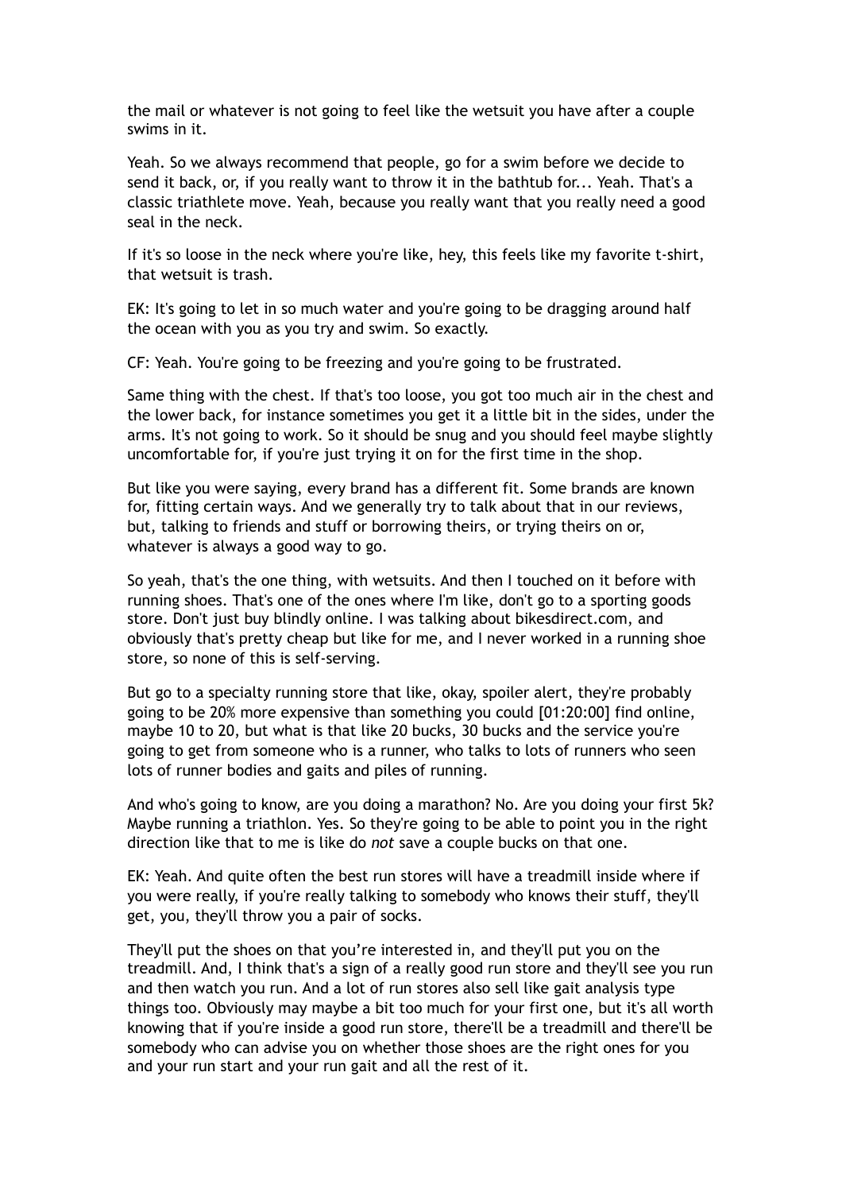the mail or whatever is not going to feel like the wetsuit you have after a couple swims in it.

Yeah. So we always recommend that people, go for a swim before we decide to send it back, or, if you really want to throw it in the bathtub for... Yeah. That's a classic triathlete move. Yeah, because you really want that you really need a good seal in the neck.

If it's so loose in the neck where you're like, hey, this feels like my favorite t-shirt, that wetsuit is trash.

EK: It's going to let in so much water and you're going to be dragging around half the ocean with you as you try and swim. So exactly.

CF: Yeah. You're going to be freezing and you're going to be frustrated.

Same thing with the chest. If that's too loose, you got too much air in the chest and the lower back, for instance sometimes you get it a little bit in the sides, under the arms. It's not going to work. So it should be snug and you should feel maybe slightly uncomfortable for, if you're just trying it on for the first time in the shop.

But like you were saying, every brand has a different fit. Some brands are known for, fitting certain ways. And we generally try to talk about that in our reviews, but, talking to friends and stuff or borrowing theirs, or trying theirs on or, whatever is always a good way to go.

So yeah, that's the one thing, with wetsuits. And then I touched on it before with running shoes. That's one of the ones where I'm like, don't go to a sporting goods store. Don't just buy blindly online. I was talking about bikesdirect.com, and obviously that's pretty cheap but like for me, and I never worked in a running shoe store, so none of this is self-serving.

But go to a specialty running store that like, okay, spoiler alert, they're probably going to be 20% more expensive than something you could [01:20:00] find online, maybe 10 to 20, but what is that like 20 bucks, 30 bucks and the service you're going to get from someone who is a runner, who talks to lots of runners who seen lots of runner bodies and gaits and piles of running.

And who's going to know, are you doing a marathon? No. Are you doing your first 5k? Maybe running a triathlon. Yes. So they're going to be able to point you in the right direction like that to me is like do *not* save a couple bucks on that one.

EK: Yeah. And quite often the best run stores will have a treadmill inside where if you were really, if you're really talking to somebody who knows their stuff, they'll get, you, they'll throw you a pair of socks.

They'll put the shoes on that you're interested in, and they'll put you on the treadmill. And, I think that's a sign of a really good run store and they'll see you run and then watch you run. And a lot of run stores also sell like gait analysis type things too. Obviously may maybe a bit too much for your first one, but it's all worth knowing that if you're inside a good run store, there'll be a treadmill and there'll be somebody who can advise you on whether those shoes are the right ones for you and your run start and your run gait and all the rest of it.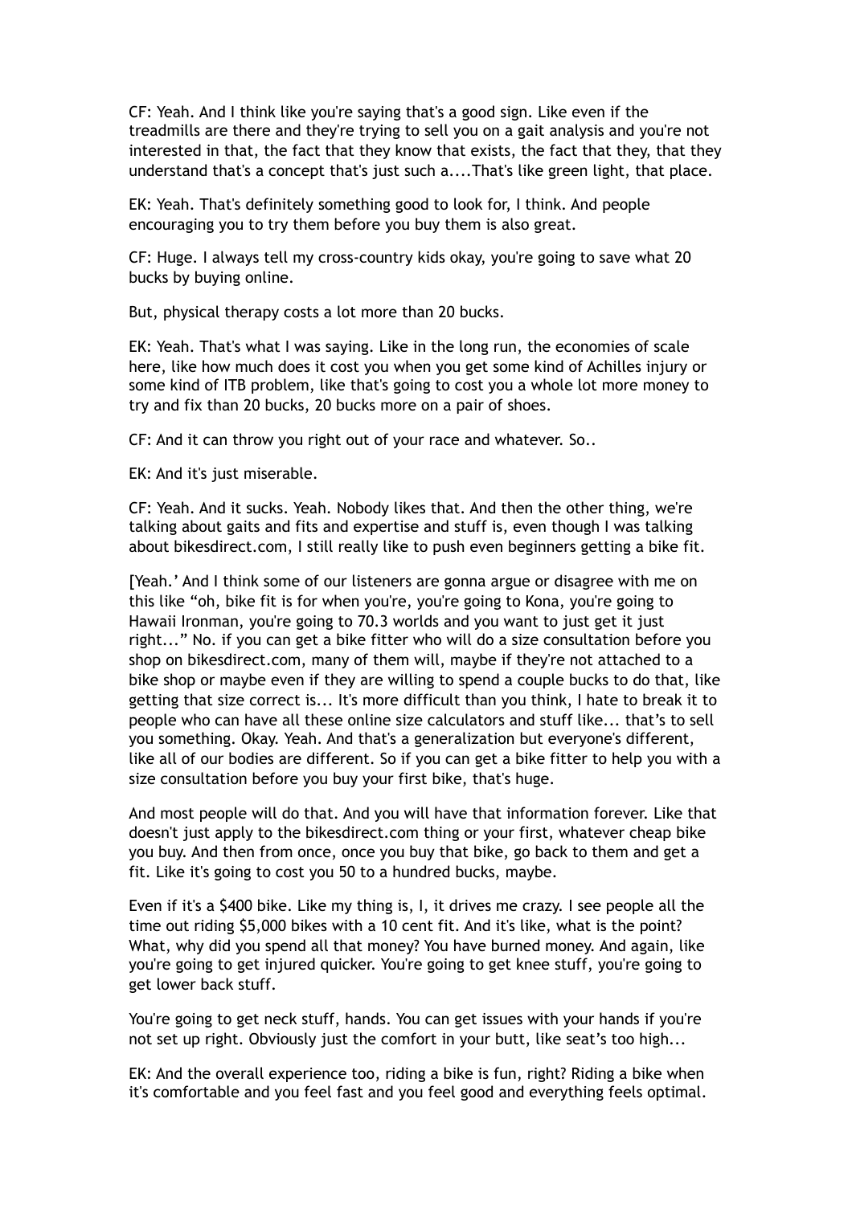CF: Yeah. And I think like you're saying that's a good sign. Like even if the treadmills are there and they're trying to sell you on a gait analysis and you're not interested in that, the fact that they know that exists, the fact that they, that they understand that's a concept that's just such a....That's like green light, that place.

EK: Yeah. That's definitely something good to look for, I think. And people encouraging you to try them before you buy them is also great.

CF: Huge. I always tell my cross-country kids okay, you're going to save what 20 bucks by buying online.

But, physical therapy costs a lot more than 20 bucks.

EK: Yeah. That's what I was saying. Like in the long run, the economies of scale here, like how much does it cost you when you get some kind of Achilles injury or some kind of ITB problem, like that's going to cost you a whole lot more money to try and fix than 20 bucks, 20 bucks more on a pair of shoes.

CF: And it can throw you right out of your race and whatever. So..

EK: And it's just miserable.

CF: Yeah. And it sucks. Yeah. Nobody likes that. And then the other thing, we're talking about gaits and fits and expertise and stuff is, even though I was talking about bikesdirect.com, I still really like to push even beginners getting a bike fit.

[Yeah.' And I think some of our listeners are gonna argue or disagree with me on this like "oh, bike fit is for when you're, you're going to Kona, you're going to Hawaii Ironman, you're going to 70.3 worlds and you want to just get it just right..." No. if you can get a bike fitter who will do a size consultation before you shop on bikesdirect.com, many of them will, maybe if they're not attached to a bike shop or maybe even if they are willing to spend a couple bucks to do that, like getting that size correct is... It's more difficult than you think, I hate to break it to people who can have all these online size calculators and stuff like... that's to sell you something. Okay. Yeah. And that's a generalization but everyone's different, like all of our bodies are different. So if you can get a bike fitter to help you with a size consultation before you buy your first bike, that's huge.

And most people will do that. And you will have that information forever. Like that doesn't just apply to the bikesdirect.com thing or your first, whatever cheap bike you buy. And then from once, once you buy that bike, go back to them and get a fit. Like it's going to cost you 50 to a hundred bucks, maybe.

Even if it's a $400 bike. Like my thing is, I, it drives me crazy. I see people all the time out riding $5,000 bikes with a 10 cent fit. And it's like, what is the point? What, why did you spend all that money? You have burned money. And again, like you're going to get injured quicker. You're going to get knee stuff, you're going to get lower back stuff.

You're going to get neck stuff, hands. You can get issues with your hands if you're not set up right. Obviously just the comfort in your butt, like seat's too high...

EK: And the overall experience too, riding a bike is fun, right? Riding a bike when it's comfortable and you feel fast and you feel good and everything feels optimal.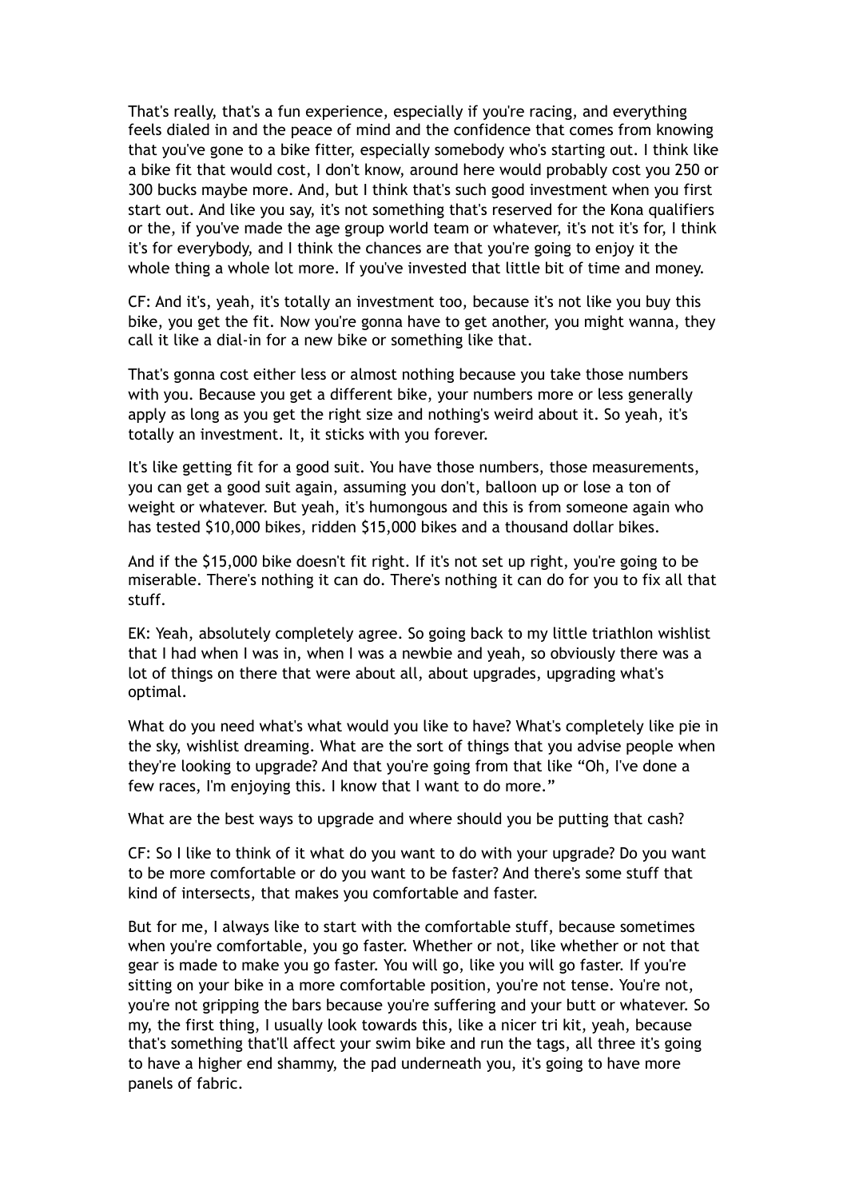That's really, that's a fun experience, especially if you're racing, and everything feels dialed in and the peace of mind and the confidence that comes from knowing that you've gone to a bike fitter, especially somebody who's starting out. I think like a bike fit that would cost, I don't know, around here would probably cost you 250 or 300 bucks maybe more. And, but I think that's such good investment when you first start out. And like you say, it's not something that's reserved for the Kona qualifiers or the, if you've made the age group world team or whatever, it's not it's for, I think it's for everybody, and I think the chances are that you're going to enjoy it the whole thing a whole lot more. If you've invested that little bit of time and money.

CF: And it's, yeah, it's totally an investment too, because it's not like you buy this bike, you get the fit. Now you're gonna have to get another, you might wanna, they call it like a dial-in for a new bike or something like that.

That's gonna cost either less or almost nothing because you take those numbers with you. Because you get a different bike, your numbers more or less generally apply as long as you get the right size and nothing's weird about it. So yeah, it's totally an investment. It, it sticks with you forever.

It's like getting fit for a good suit. You have those numbers, those measurements, you can get a good suit again, assuming you don't, balloon up or lose a ton of weight or whatever. But yeah, it's humongous and this is from someone again who has tested $10,000 bikes, ridden $15,000 bikes and a thousand dollar bikes.

And if the $15,000 bike doesn't fit right. If it's not set up right, you're going to be miserable. There's nothing it can do. There's nothing it can do for you to fix all that stuff.

EK: Yeah, absolutely completely agree. So going back to my little triathlon wishlist that I had when I was in, when I was a newbie and yeah, so obviously there was a lot of things on there that were about all, about upgrades, upgrading what's optimal.

What do you need what's what would you like to have? What's completely like pie in the sky, wishlist dreaming. What are the sort of things that you advise people when they're looking to upgrade? And that you're going from that like "Oh, I've done a few races, I'm enjoying this. I know that I want to do more."

What are the best ways to upgrade and where should you be putting that cash?

CF: So I like to think of it what do you want to do with your upgrade? Do you want to be more comfortable or do you want to be faster? And there's some stuff that kind of intersects, that makes you comfortable and faster.

But for me, I always like to start with the comfortable stuff, because sometimes when you're comfortable, you go faster. Whether or not, like whether or not that gear is made to make you go faster. You will go, like you will go faster. If you're sitting on your bike in a more comfortable position, you're not tense. You're not, you're not gripping the bars because you're suffering and your butt or whatever. So my, the first thing, I usually look towards this, like a nicer tri kit, yeah, because that's something that'll affect your swim bike and run the tags, all three it's going to have a higher end shammy, the pad underneath you, it's going to have more panels of fabric.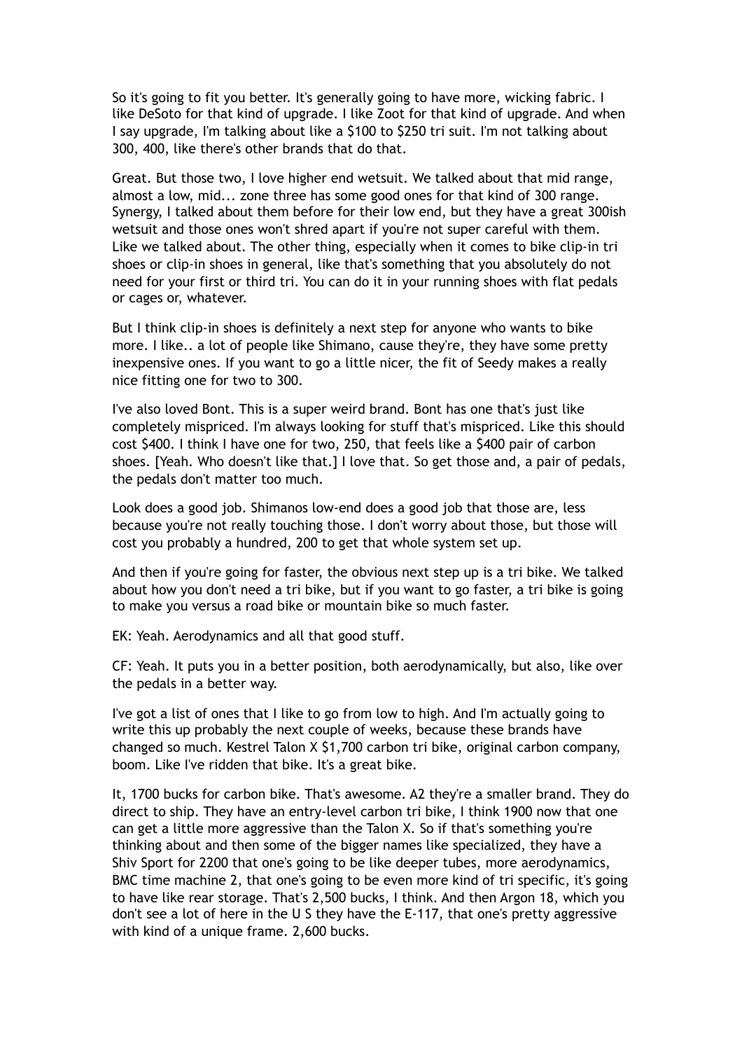So it's going to fit you better. It's generally going to have more, wicking fabric. I like DeSoto for that kind of upgrade. I like Zoot for that kind of upgrade. And when I say upgrade, I'm talking about like a $100 to $250 tri suit. I'm not talking about 300, 400, like there's other brands that do that.

Great. But those two, I love higher end wetsuit. We talked about that mid range, almost a low, mid... zone three has some good ones for that kind of 300 range. Synergy, I talked about them before for their low end, but they have a great 300ish wetsuit and those ones won't shred apart if you're not super careful with them. Like we talked about. The other thing, especially when it comes to bike clip-in tri shoes or clip-in shoes in general, like that's something that you absolutely do not need for your first or third tri. You can do it in your running shoes with flat pedals or cages or, whatever.

But I think clip-in shoes is definitely a next step for anyone who wants to bike more. I like.. a lot of people like Shimano, cause they're, they have some pretty inexpensive ones. If you want to go a little nicer, the fit of Seedy makes a really nice fitting one for two to 300.

I've also loved Bont. This is a super weird brand. Bont has one that's just like completely mispriced. I'm always looking for stuff that's mispriced. Like this should cost $400. I think I have one for two, 250, that feels like a $400 pair of carbon shoes. [Yeah. Who doesn't like that.] I love that. So get those and, a pair of pedals, the pedals don't matter too much.

Look does a good job. Shimanos low-end does a good job that those are, less because you're not really touching those. I don't worry about those, but those will cost you probably a hundred, 200 to get that whole system set up.

And then if you're going for faster, the obvious next step up is a tri bike. We talked about how you don't need a tri bike, but if you want to go faster, a tri bike is going to make you versus a road bike or mountain bike so much faster.

EK: Yeah. Aerodynamics and all that good stuff.

CF: Yeah. It puts you in a better position, both aerodynamically, but also, like over the pedals in a better way.

I've got a list of ones that I like to go from low to high. And I'm actually going to write this up probably the next couple of weeks, because these brands have changed so much. Kestrel Talon X $1,700 carbon tri bike, original carbon company, boom. Like I've ridden that bike. It's a great bike.

It, 1700 bucks for carbon bike. That's awesome. A2 they're a smaller brand. They do direct to ship. They have an entry-level carbon tri bike, I think 1900 now that one can get a little more aggressive than the Talon X. So if that's something you're thinking about and then some of the bigger names like specialized, they have a Shiv Sport for 2200 that one's going to be like deeper tubes, more aerodynamics, BMC time machine 2, that one's going to be even more kind of tri specific, it's going to have like rear storage. That's 2,500 bucks, I think. And then Argon 18, which you don't see a lot of here in the U S they have the E-117, that one's pretty aggressive with kind of a unique frame. 2,600 bucks.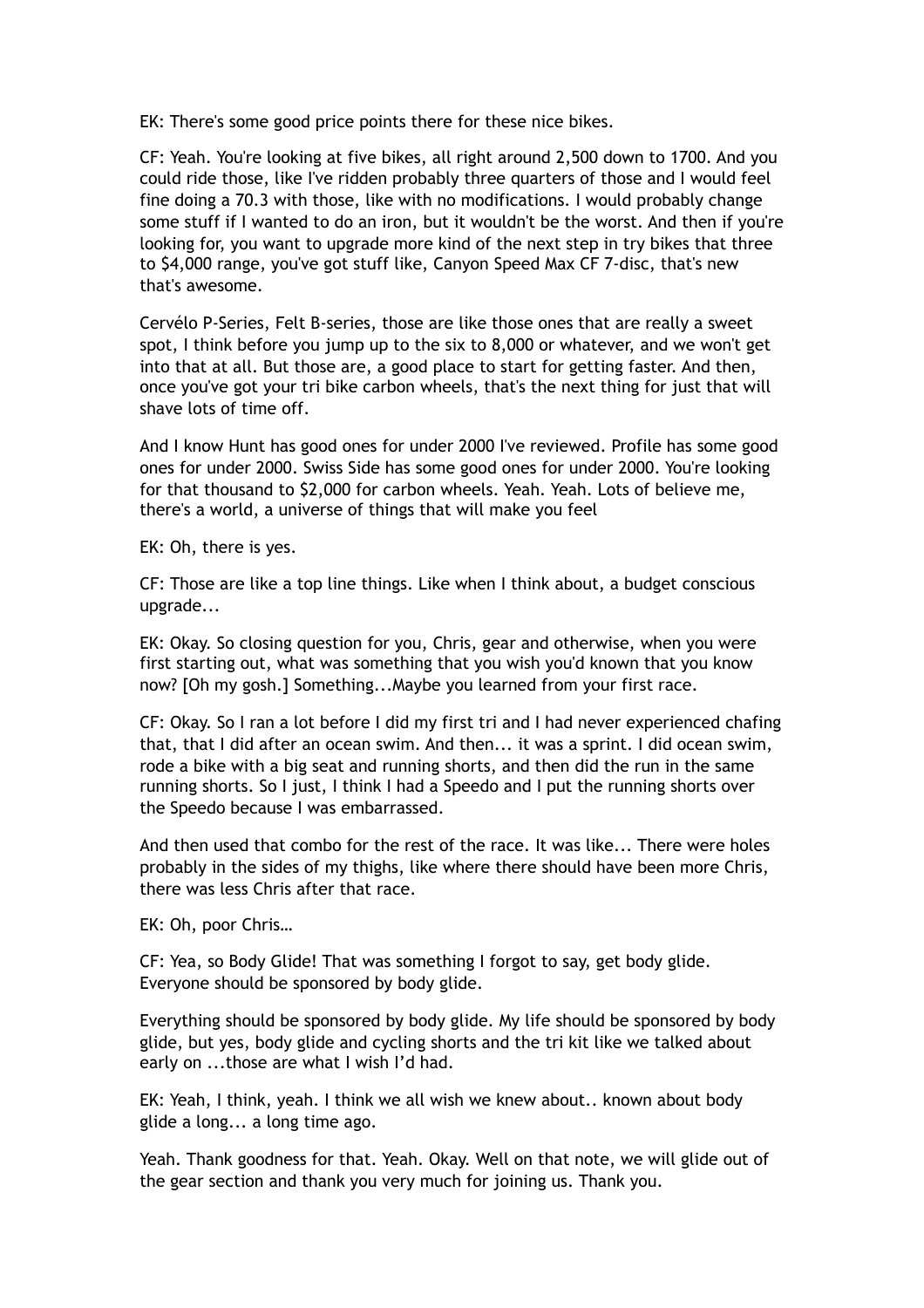EK: There's some good price points there for these nice bikes.

CF: Yeah. You're looking at five bikes, all right around 2,500 down to 1700. And you could ride those, like I've ridden probably three quarters of those and I would feel fine doing a 70.3 with those, like with no modifications. I would probably change some stuff if I wanted to do an iron, but it wouldn't be the worst. And then if you're looking for, you want to upgrade more kind of the next step in try bikes that three to $4,000 range, you've got stuff like, Canyon Speed Max CF 7-disc, that's new that's awesome.

Cervélo P-Series, Felt B-series, those are like those ones that are really a sweet spot, I think before you jump up to the six to 8,000 or whatever, and we won't get into that at all. But those are, a good place to start for getting faster. And then, once you've got your tri bike carbon wheels, that's the next thing for just that will shave lots of time off.

And I know Hunt has good ones for under 2000 I've reviewed. Profile has some good ones for under 2000. Swiss Side has some good ones for under 2000. You're looking for that thousand to $2,000 for carbon wheels. Yeah. Yeah. Lots of believe me, there's a world, a universe of things that will make you feel

EK: Oh, there is yes.

CF: Those are like a top line things. Like when I think about, a budget conscious upgrade...

EK: Okay. So closing question for you, Chris, gear and otherwise, when you were first starting out, what was something that you wish you'd known that you know now? [Oh my gosh.] Something...Maybe you learned from your first race.

CF: Okay. So I ran a lot before I did my first tri and I had never experienced chafing that, that I did after an ocean swim. And then... it was a sprint. I did ocean swim, rode a bike with a big seat and running shorts, and then did the run in the same running shorts. So I just, I think I had a Speedo and I put the running shorts over the Speedo because I was embarrassed.

And then used that combo for the rest of the race. It was like... There were holes probably in the sides of my thighs, like where there should have been more Chris, there was less Chris after that race.

EK: Oh, poor Chris…

CF: Yea, so Body Glide! That was something I forgot to say, get body glide. Everyone should be sponsored by body glide.

Everything should be sponsored by body glide. My life should be sponsored by body glide, but yes, body glide and cycling shorts and the tri kit like we talked about early on ...those are what I wish I'd had.

EK: Yeah, I think, yeah. I think we all wish we knew about.. known about body glide a long... a long time ago.

Yeah. Thank goodness for that. Yeah. Okay. Well on that note, we will glide out of the gear section and thank you very much for joining us. Thank you.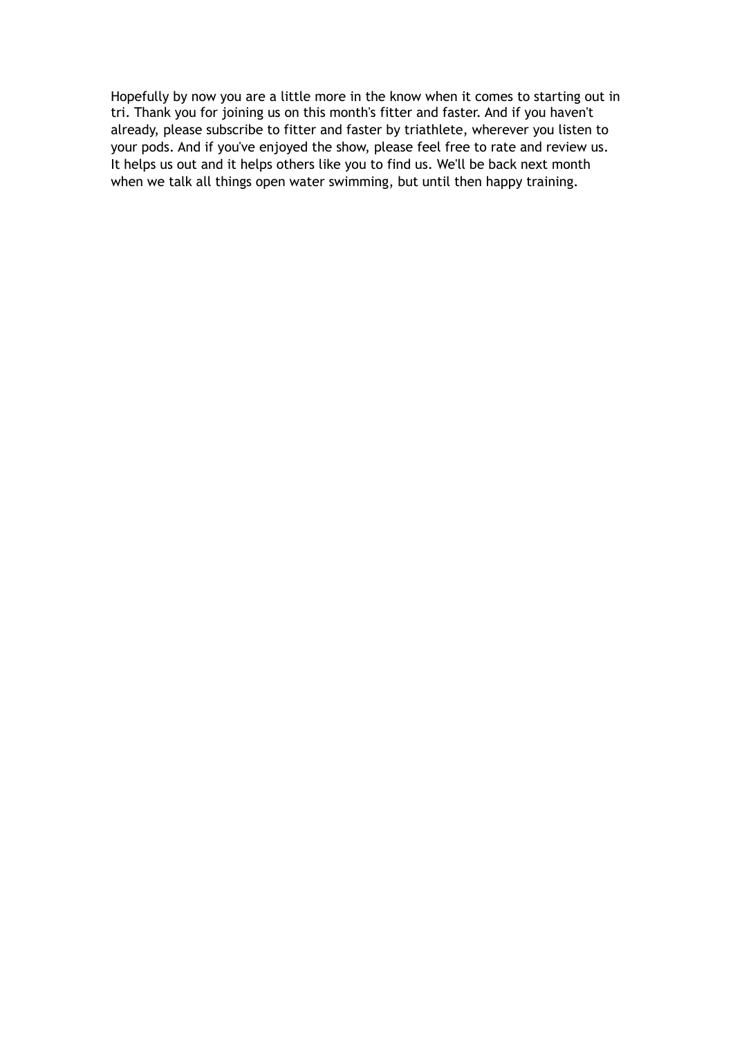Hopefully by now you are a little more in the know when it comes to starting out in tri. Thank you for joining us on this month's fitter and faster. And if you haven't already, please subscribe to fitter and faster by triathlete, wherever you listen to your pods. And if you've enjoyed the show, please feel free to rate and review us. It helps us out and it helps others like you to find us. We'll be back next month when we talk all things open water swimming, but until then happy training.